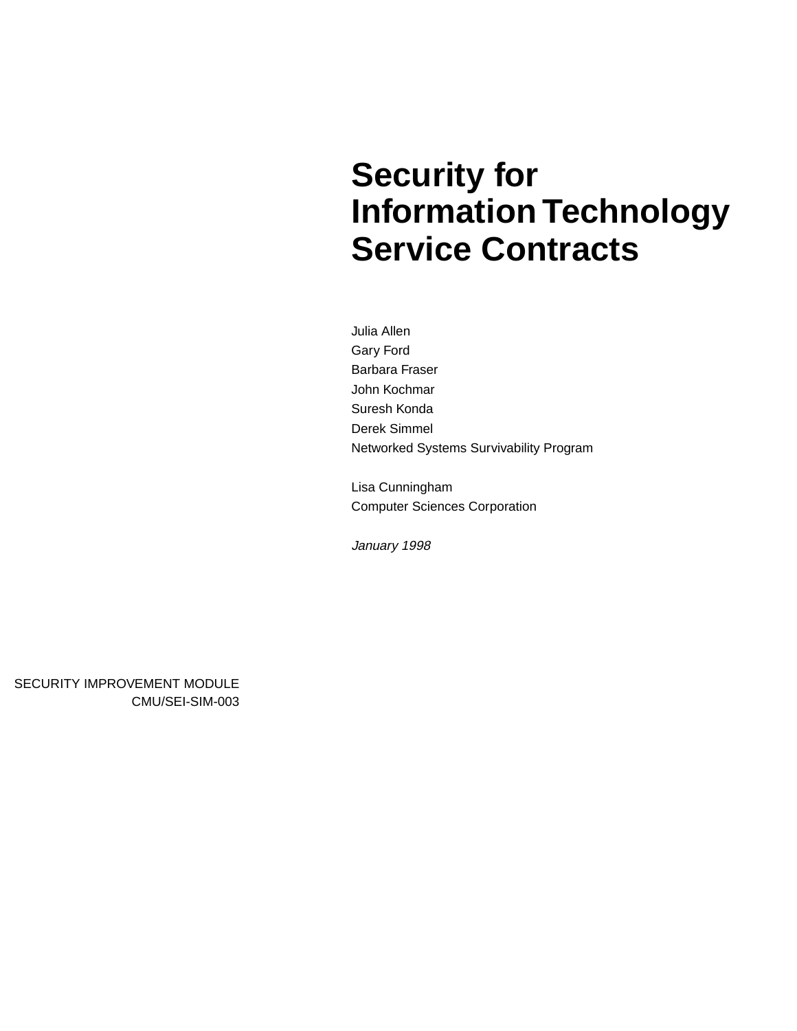# Security for Information Technology Service Contracts

Julia Allen
Gary Ford
Barbara Fraser
John Kochmar
Suresh Konda
Derek Simmel
Networked Systems Survivability Program

Lisa Cunningham
Computer Sciences Corporation

*January 1998*

SECURITY IMPROVEMENT MODULE
CMU/SEI-SIM-003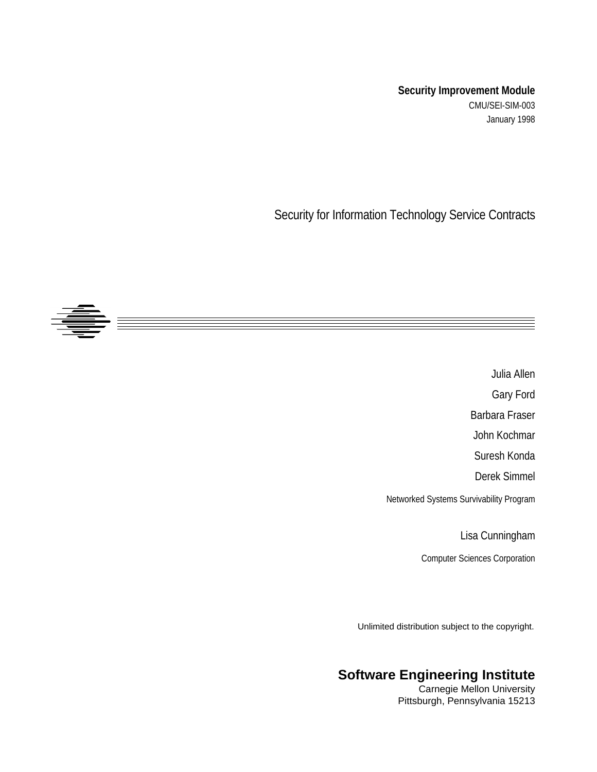**Security Improvement Module**

CMU/SEI-SIM-003

January 1998

# Security for Information Technology Service Contracts

Julia Allen

Gary Ford

Barbara Fraser

John Kochmar

Suresh Konda

Derek Simmel

Networked Systems Survivability Program

Lisa Cunningham

Computer Sciences Corporation

Unlimited distribution subject to the copyright.

**Software Engineering Institute**

Carnegie Mellon University

Pittsburgh, Pennsylvania 15213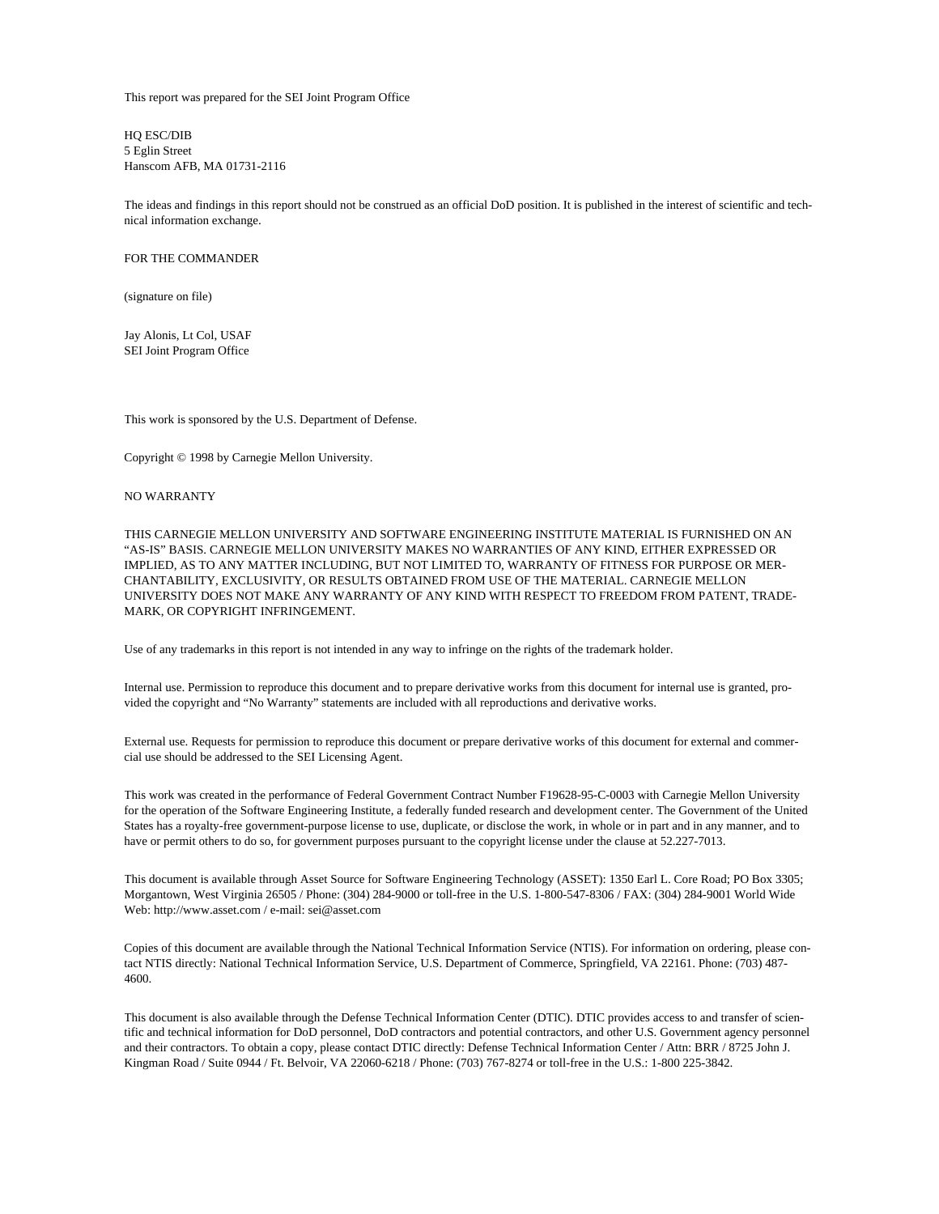This report was prepared for the SEI Joint Program Office

HQ ESC/DIB
5 Eglin Street
Hanscom AFB, MA 01731-2116

The ideas and findings in this report should not be construed as an official DoD position. It is published in the interest of scientific and technical information exchange.

FOR THE COMMANDER

(signature on file)

Jay Alonis, Lt Col, USAF
SEI Joint Program Office

This work is sponsored by the U.S. Department of Defense.

Copyright © 1998 by Carnegie Mellon University.

NO WARRANTY

THIS CARNEGIE MELLON UNIVERSITY AND SOFTWARE ENGINEERING INSTITUTE MATERIAL IS FURNISHED ON AN "AS-IS" BASIS. CARNEGIE MELLON UNIVERSITY MAKES NO WARRANTIES OF ANY KIND, EITHER EXPRESSED OR IMPLIED, AS TO ANY MATTER INCLUDING, BUT NOT LIMITED TO, WARRANTY OF FITNESS FOR PURPOSE OR MERCHANTABILITY, EXCLUSIVITY, OR RESULTS OBTAINED FROM USE OF THE MATERIAL. CARNEGIE MELLON UNIVERSITY DOES NOT MAKE ANY WARRANTY OF ANY KIND WITH RESPECT TO FREEDOM FROM PATENT, TRADEMARK, OR COPYRIGHT INFRINGEMENT.

Use of any trademarks in this report is not intended in any way to infringe on the rights of the trademark holder.

Internal use. Permission to reproduce this document and to prepare derivative works from this document for internal use is granted, provided the copyright and "No Warranty" statements are included with all reproductions and derivative works.

External use. Requests for permission to reproduce this document or prepare derivative works of this document for external and commercial use should be addressed to the SEI Licensing Agent.

This work was created in the performance of Federal Government Contract Number F19628-95-C-0003 with Carnegie Mellon University for the operation of the Software Engineering Institute, a federally funded research and development center. The Government of the United States has a royalty-free government-purpose license to use, duplicate, or disclose the work, in whole or in part and in any manner, and to have or permit others to do so, for government purposes pursuant to the copyright license under the clause at 52.227-7013.

This document is available through Asset Source for Software Engineering Technology (ASSET): 1350 Earl L. Core Road; PO Box 3305; Morgantown, West Virginia 26505 / Phone: (304) 284-9000 or toll-free in the U.S. 1-800-547-8306 / FAX: (304) 284-9001 World Wide Web: http://www.asset.com / e-mail: sei@asset.com

Copies of this document are available through the National Technical Information Service (NTIS). For information on ordering, please contact NTIS directly: National Technical Information Service, U.S. Department of Commerce, Springfield, VA 22161. Phone: (703) 487-4600.

This document is also available through the Defense Technical Information Center (DTIC). DTIC provides access to and transfer of scientific and technical information for DoD personnel, DoD contractors and potential contractors, and other U.S. Government agency personnel and their contractors. To obtain a copy, please contact DTIC directly: Defense Technical Information Center / Attn: BRR / 8725 John J. Kingman Road / Suite 0944 / Ft. Belvoir, VA 22060-6218 / Phone: (703) 767-8274 or toll-free in the U.S.: 1-800 225-3842.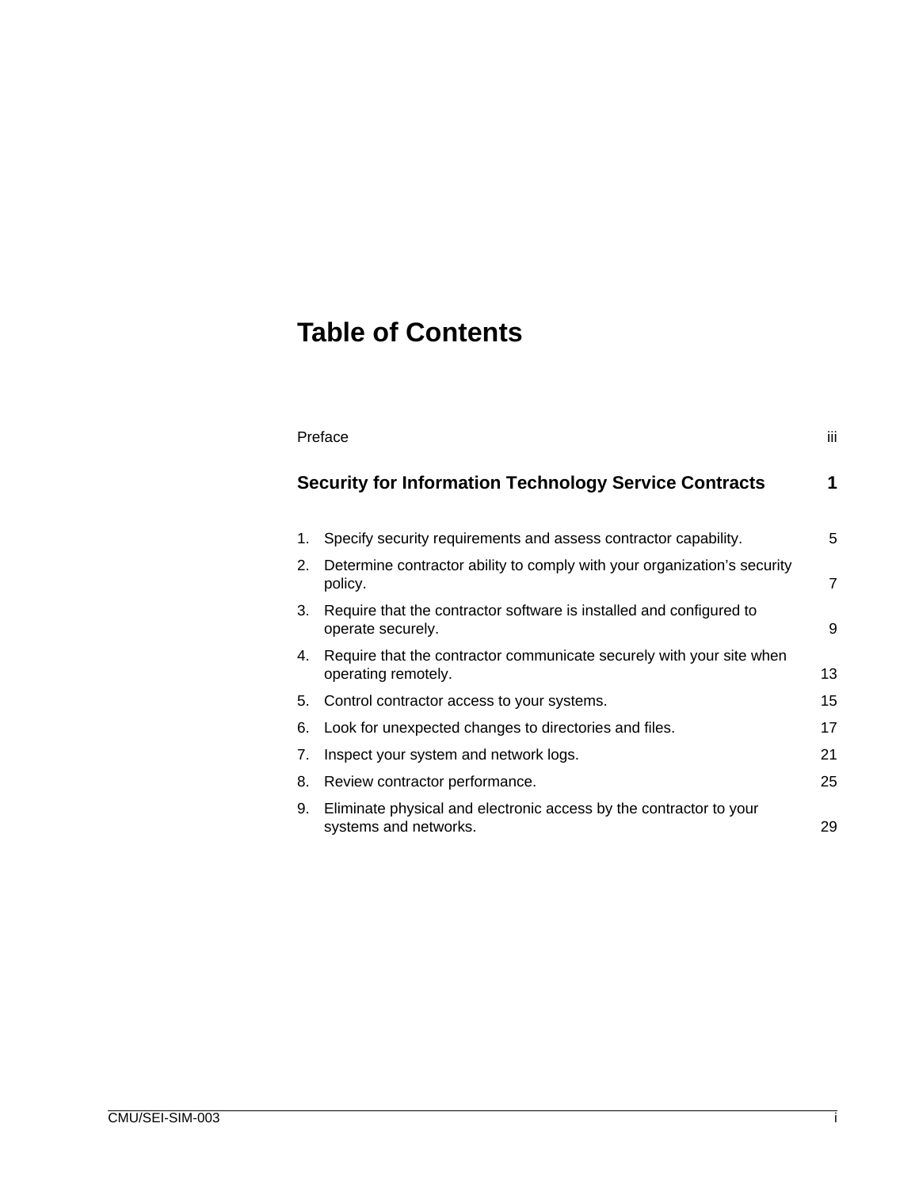# Table of Contents

| | |
|---|---:|
| Preface | iii |
| **Security for Information Technology Service Contracts** | **1** |
| 1. Specify security requirements and assess contractor capability. | 5 |
| 2. Determine contractor ability to comply with your organization's security policy. | 7 |
| 3. Require that the contractor software is installed and configured to operate securely. | 9 |
| 4. Require that the contractor communicate securely with your site when operating remotely. | 13 |
| 5. Control contractor access to your systems. | 15 |
| 6. Look for unexpected changes to directories and files. | 17 |
| 7. Inspect your system and network logs. | 21 |
| 8. Review contractor performance. | 25 |
| 9. Eliminate physical and electronic access by the contractor to your systems and networks. | 29 |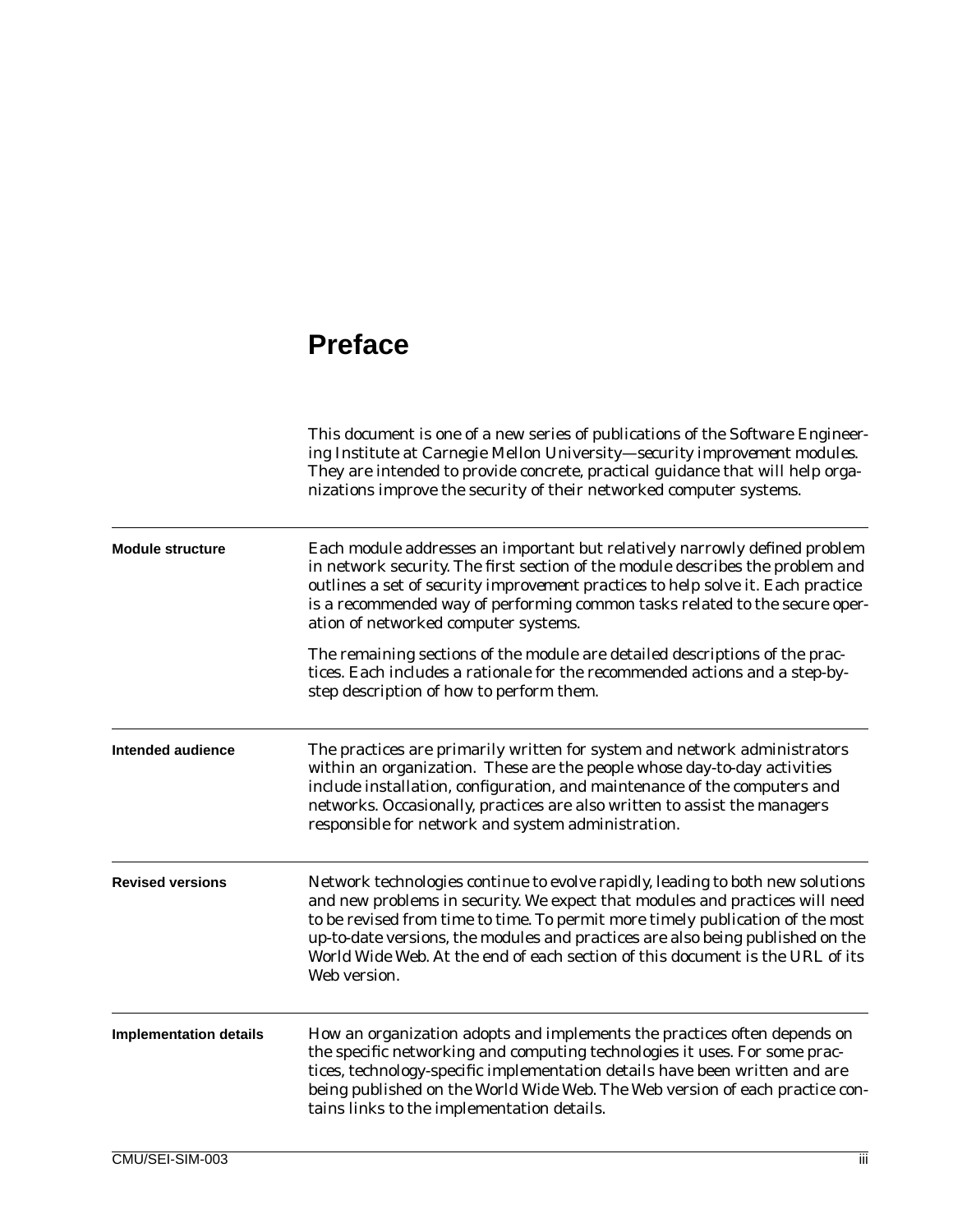# Preface

This document is one of a new series of publications of the Software Engineering Institute at Carnegie Mellon University—*security improvement modules*. They are intended to provide concrete, practical guidance that will help organizations improve the security of their networked computer systems.

**Module structure**

Each module addresses an important but relatively narrowly defined problem in network security. The first section of the module describes the problem and outlines a set of *security improvement practices* to help solve it. Each practice is a recommended way of performing common tasks related to the secure operation of networked computer systems.

The remaining sections of the module are detailed descriptions of the practices. Each includes a rationale for the recommended actions and a step-by-step description of how to perform them.

**Intended audience**

The practices are primarily written for system and network administrators within an organization. These are the people whose day-to-day activities include installation, configuration, and maintenance of the computers and networks. Occasionally, practices are also written to assist the managers responsible for network and system administration.

**Revised versions**

Network technologies continue to evolve rapidly, leading to both new solutions and new problems in security. We expect that modules and practices will need to be revised from time to time. To permit more timely publication of the most up-to-date versions, the modules and practices are also being published on the World Wide Web. At the end of each section of this document is the URL of its Web version.

**Implementation details**

How an organization adopts and implements the practices often depends on the specific networking and computing technologies it uses. For some practices, technology-specific implementation details have been written and are being published on the World Wide Web. The Web version of each practice contains links to the implementation details.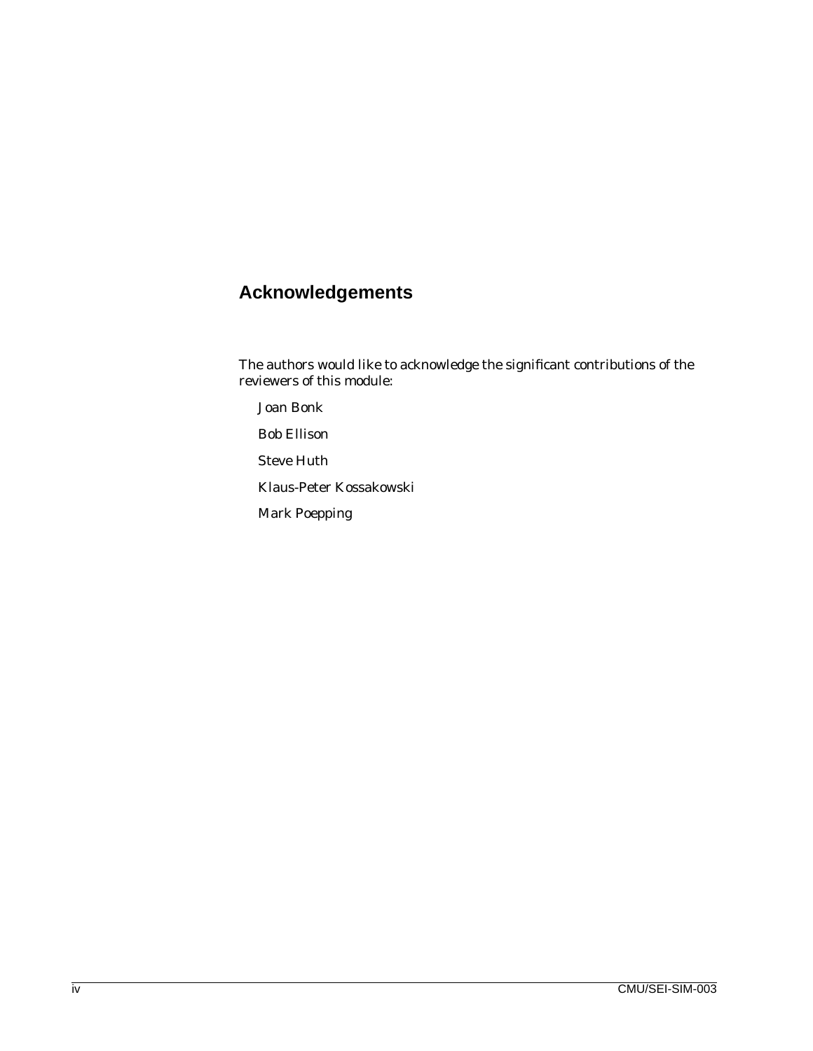## Acknowledgements

The authors would like to acknowledge the significant contributions of the reviewers of this module:

Joan Bonk

Bob Ellison

Steve Huth

Klaus-Peter Kossakowski

Mark Poepping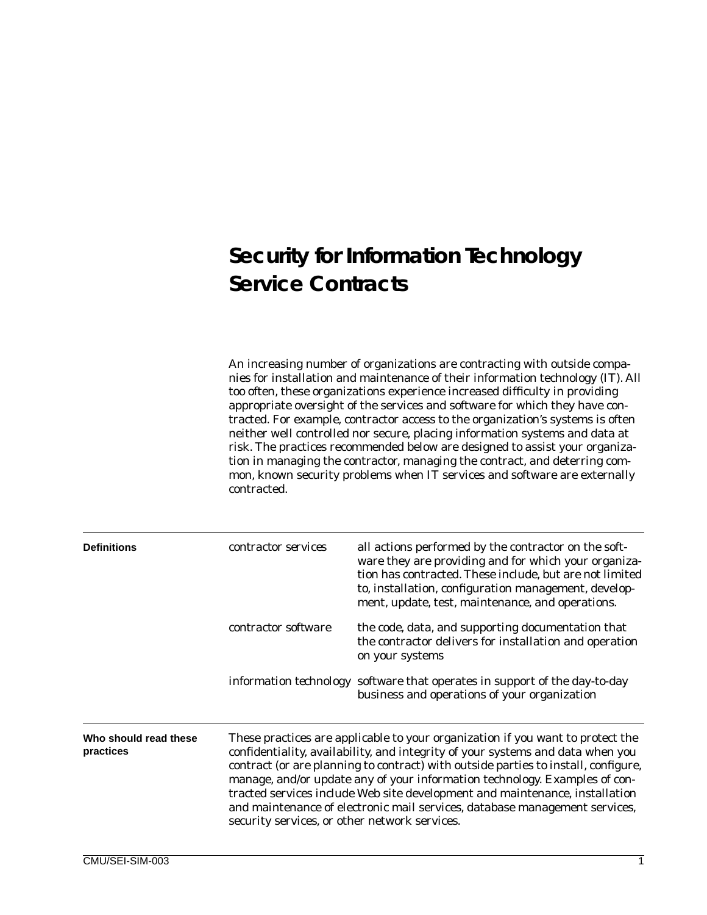# Security for Information Technology Service Contracts

An increasing number of organizations are contracting with outside companies for installation and maintenance of their information technology (IT). All too often, these organizations experience increased difficulty in providing appropriate oversight of the services and software for which they have contracted. For example, contractor access to the organization's systems is often neither well controlled nor secure, placing information systems and data at risk. The practices recommended below are designed to assist your organization in managing the contractor, managing the contract, and deterring common, known security problems when IT services and software are externally contracted.

**Definitions**

| | |
|---|---|
| *contractor services* | all actions performed by the contractor on the software they are providing and for which your organization has contracted. These include, but are not limited to, installation, configuration management, development, update, test, maintenance, and operations. |
| *contractor software* | the code, data, and supporting documentation that the contractor delivers for installation and operation on your systems |
| *information technology* | software that operates in support of the day-to-day business and operations of your organization |

**Who should read these practices**

These practices are applicable to your organization if you want to protect the confidentiality, availability, and integrity of your systems and data when you contract (or are planning to contract) with outside parties to install, configure, manage, and/or update any of your information technology. Examples of contracted services include Web site development and maintenance, installation and maintenance of electronic mail services, database management services, security services, or other network services.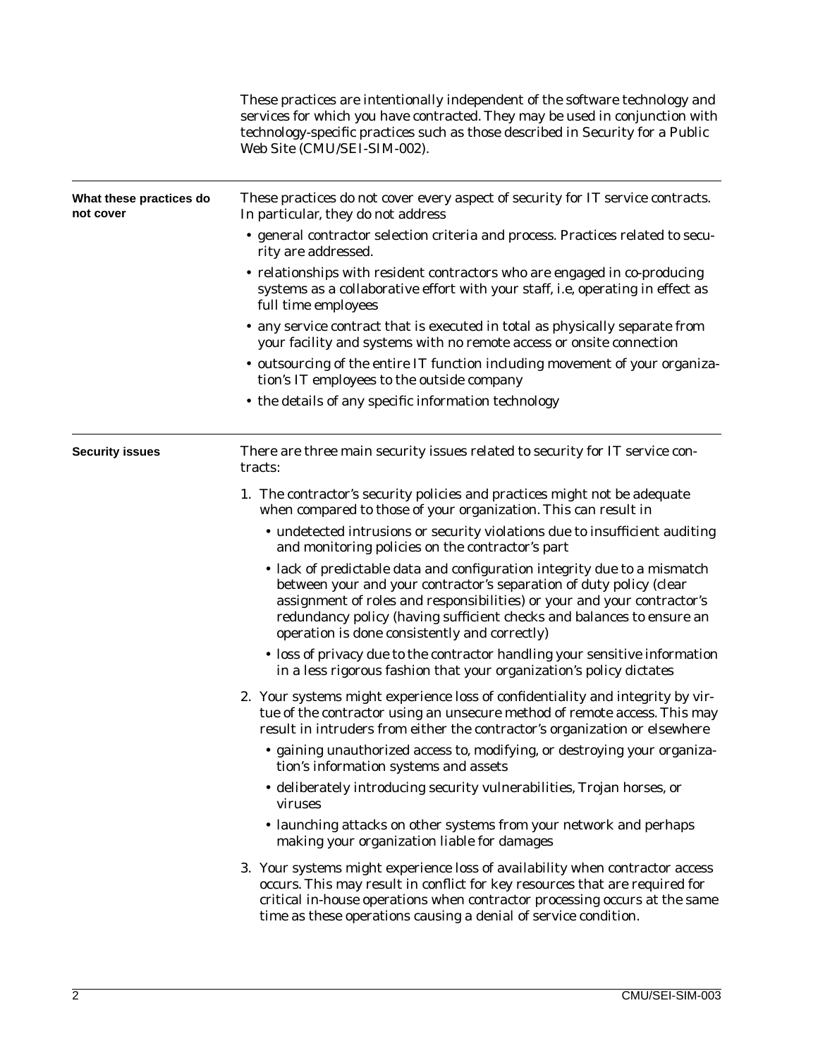These practices are intentionally independent of the software technology and services for which you have contracted. They may be used in conjunction with technology-specific practices such as those described in Security for a Public Web Site (CMU/SEI-SIM-002).

## What these practices do not cover

These practices do not cover every aspect of security for IT service contracts. In particular, they do not address

- general contractor selection criteria and process. Practices related to security are addressed.
- relationships with resident contractors who are engaged in co-producing systems as a collaborative effort with your staff, i.e, operating in effect as full time employees
- any service contract that is executed in total as physically separate from your facility and systems with no remote access or onsite connection
- outsourcing of the entire IT function including movement of your organization's IT employees to the outside company
- the details of any specific information technology

## Security issues

There are three main security issues related to security for IT service contracts:

1. The contractor's security policies and practices might not be adequate when compared to those of your organization. This can result in
   - undetected intrusions or security violations due to insufficient auditing and monitoring policies on the contractor's part
   - lack of predictable data and configuration integrity due to a mismatch between your and your contractor's separation of duty policy (clear assignment of roles and responsibilities) or your and your contractor's redundancy policy (having sufficient checks and balances to ensure an operation is done consistently and correctly)
   - loss of privacy due to the contractor handling your sensitive information in a less rigorous fashion that your organization's policy dictates
2. Your systems might experience loss of confidentiality and integrity by virtue of the contractor using an unsecure method of remote access. This may result in intruders from either the contractor's organization or elsewhere
   - gaining unauthorized access to, modifying, or destroying your organization's information systems and assets
   - deliberately introducing security vulnerabilities, Trojan horses, or viruses
   - launching attacks on other systems from your network and perhaps making your organization liable for damages
3. Your systems might experience loss of availability when contractor access occurs. This may result in conflict for key resources that are required for critical in-house operations when contractor processing occurs at the same time as these operations causing a denial of service condition.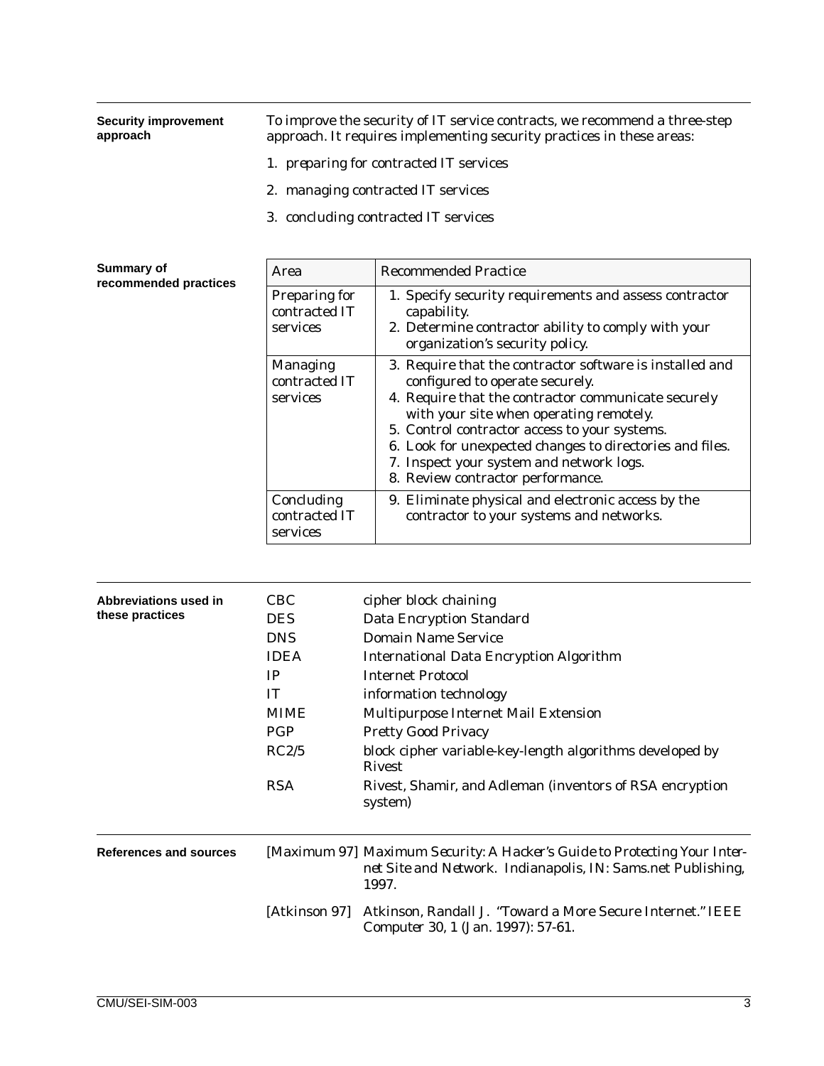## Security improvement approach

To improve the security of IT service contracts, we recommend a three-step approach. It requires implementing security practices in these areas:

1. preparing for contracted IT services
2. managing contracted IT services
3. concluding contracted IT services

## Summary of recommended practices

| Area | Recommended Practice |
|---|---|
| Preparing for contracted IT services | 1. Specify security requirements and assess contractor capability.<br>2. Determine contractor ability to comply with your organization's security policy. |
| Managing contracted IT services | 3. Require that the contractor software is installed and configured to operate securely.<br>4. Require that the contractor communicate securely with your site when operating remotely.<br>5. Control contractor access to your systems.<br>6. Look for unexpected changes to directories and files.<br>7. Inspect your system and network logs.<br>8. Review contractor performance. |
| Concluding contracted IT services | 9. Eliminate physical and electronic access by the contractor to your systems and networks. |

## Abbreviations used in these practices

| | |
|---|---|
| CBC | cipher block chaining |
| DES | Data Encryption Standard |
| DNS | Domain Name Service |
| IDEA | International Data Encryption Algorithm |
| IP | Internet Protocol |
| IT | information technology |
| MIME | Multipurpose Internet Mail Extension |
| PGP | Pretty Good Privacy |
| RC2/5 | block cipher variable-key-length algorithms developed by Rivest |
| RSA | Rivest, Shamir, and Adleman (inventors of RSA encryption system) |

## References and sources

[Maximum 97] *Maximum Security: A Hacker's Guide to Protecting Your Internet Site and Network.* Indianapolis, IN: Sams.net Publishing, 1997.

[Atkinson 97] Atkinson, Randall J. "Toward a More Secure Internet." *IEEE Computer 30*, 1 (Jan. 1997): 57-61.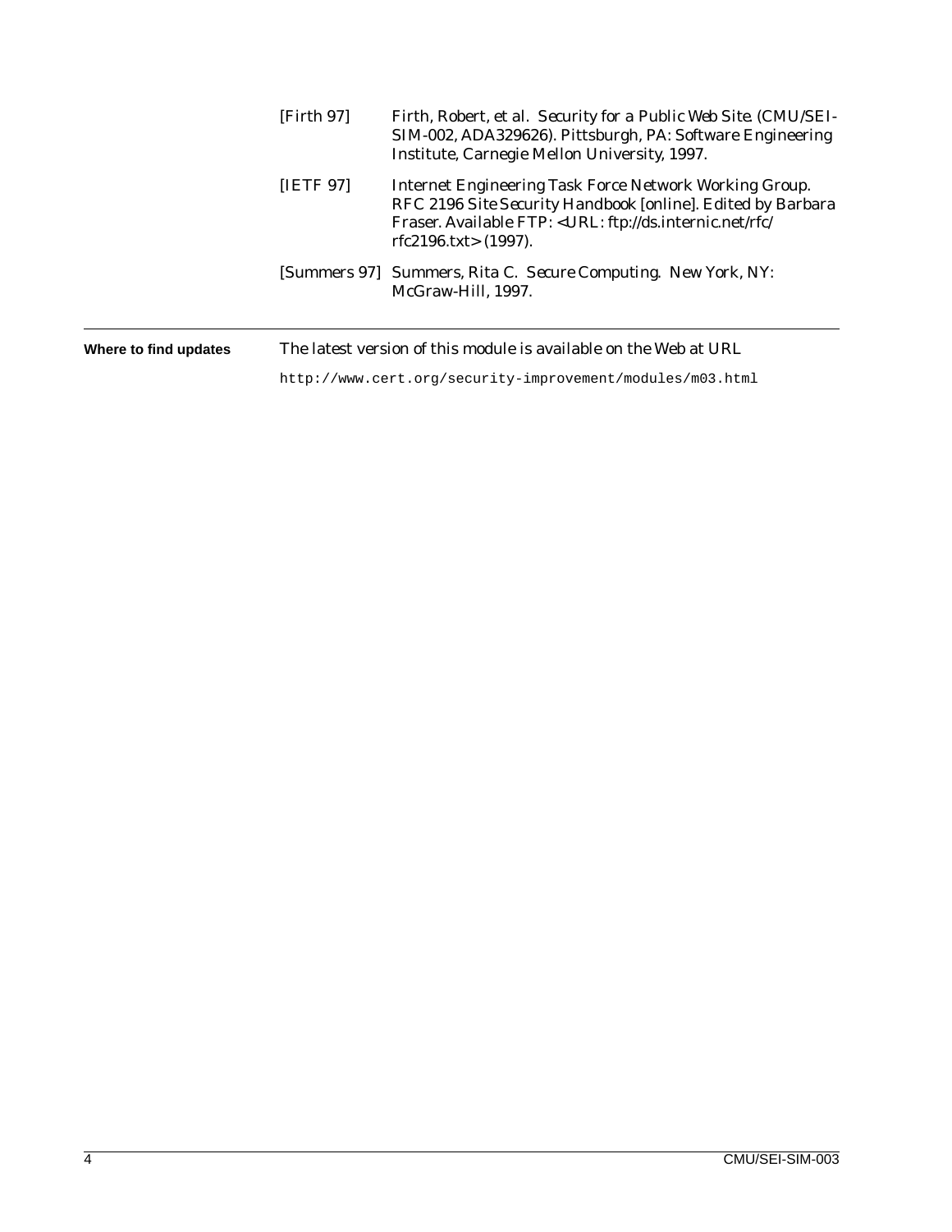[Firth 97] Firth, Robert, et al. *Security for a Public Web Site*. (CMU/SEI-SIM-002, ADA329626). Pittsburgh, PA: Software Engineering Institute, Carnegie Mellon University, 1997.

[IETF 97] Internet Engineering Task Force Network Working Group. RFC 2196 *Site Security Handbook* [online]. Edited by Barbara Fraser. Available FTP: <URL: ftp://ds.internic.net/rfc/rfc2196.txt> (1997).

[Summers 97] Summers, Rita C. *Secure Computing*. New York, NY: McGraw-Hill, 1997.

---

**Where to find updates**

The latest version of this module is available on the Web at URL

`http://www.cert.org/security-improvement/modules/m03.html`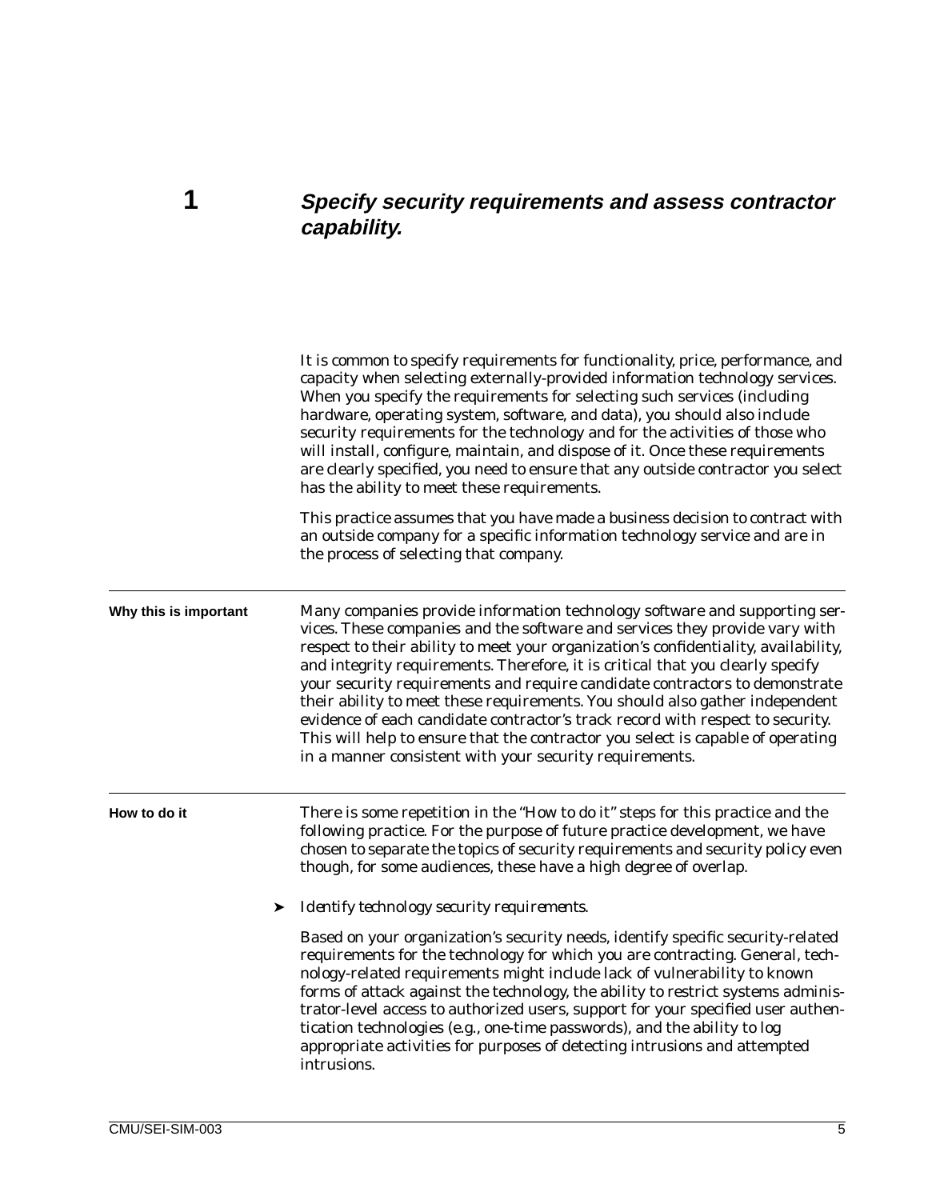# 1 *Specify security requirements and assess contractor capability.*

It is common to specify requirements for functionality, price, performance, and capacity when selecting externally-provided information technology services. When you specify the requirements for selecting such services (including hardware, operating system, software, and data), you should also include security requirements for the technology and for the activities of those who will install, configure, maintain, and dispose of it. Once these requirements are clearly specified, you need to ensure that any outside contractor you select has the ability to meet these requirements.

This practice assumes that you have made a business decision to contract with an outside company for a specific information technology service and are in the process of selecting that company.

## Why this is important

Many companies provide information technology software and supporting services. These companies and the software and services they provide vary with respect to their ability to meet your organization's confidentiality, availability, and integrity requirements. Therefore, it is critical that you clearly specify your security requirements and require candidate contractors to demonstrate their ability to meet these requirements. You should also gather independent evidence of each candidate contractor's track record with respect to security. This will help to ensure that the contractor you select is capable of operating in a manner consistent with your security requirements.

## How to do it

There is some repetition in the "How to do it" steps for this practice and the following practice. For the purpose of future practice development, we have chosen to separate the topics of security requirements and security policy even though, for some audiences, these have a high degree of overlap.

➤ *Identify technology security requirements.*

Based on your organization's security needs, identify specific security-related requirements for the technology for which you are contracting. General, technology-related requirements might include lack of vulnerability to known forms of attack against the technology, the ability to restrict systems administrator-level access to authorized users, support for your specified user authentication technologies (e.g., one-time passwords), and the ability to log appropriate activities for purposes of detecting intrusions and attempted intrusions.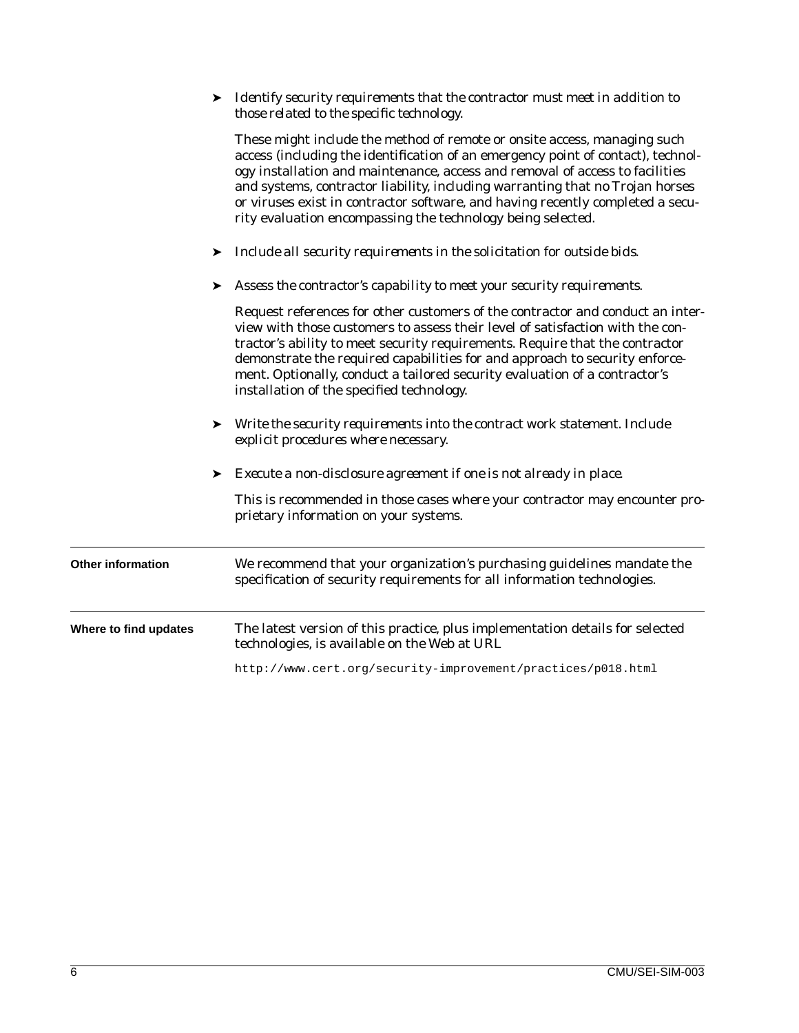- *Identify security requirements that the contractor must meet in addition to those related to the specific technology.*

  These might include the method of remote or onsite access, managing such access (including the identification of an emergency point of contact), technology installation and maintenance, access and removal of access to facilities and systems, contractor liability, including warranting that no Trojan horses or viruses exist in contractor software, and having recently completed a security evaluation encompassing the technology being selected.

- *Include all security requirements in the solicitation for outside bids.*

- *Assess the contractor's capability to meet your security requirements.*

  Request references for other customers of the contractor and conduct an interview with those customers to assess their level of satisfaction with the contractor's ability to meet security requirements. Require that the contractor demonstrate the required capabilities for and approach to security enforcement. Optionally, conduct a tailored security evaluation of a contractor's installation of the specified technology.

- *Write the security requirements into the contract work statement. Include explicit procedures where necessary.*

- *Execute a non-disclosure agreement if one is not already in place.*

  This is recommended in those cases where your contractor may encounter proprietary information on your systems.

**Other information**

We recommend that your organization's purchasing guidelines mandate the specification of security requirements for all information technologies.

**Where to find updates**

The latest version of this practice, plus implementation details for selected technologies, is available on the Web at URL

```
http://www.cert.org/security-improvement/practices/p018.html
```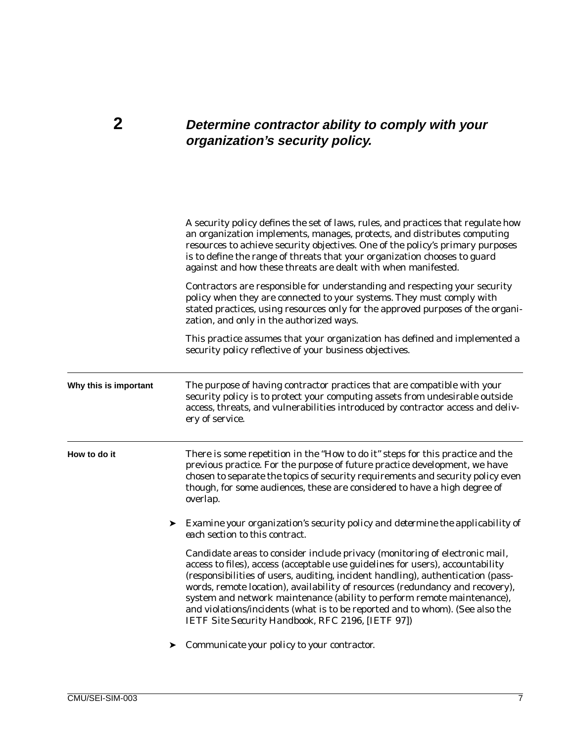## 2 *Determine contractor ability to comply with your organization's security policy.*

A security policy defines the set of laws, rules, and practices that regulate how an organization implements, manages, protects, and distributes computing resources to achieve security objectives. One of the policy's primary purposes is to define the range of threats that your organization chooses to guard against and how these threats are dealt with when manifested.

Contractors are responsible for understanding and respecting your security policy when they are connected to your systems. They must comply with stated practices, using resources only for the approved purposes of the organization, and only in the authorized ways.

This practice assumes that your organization has defined and implemented a security policy reflective of your business objectives.

---

**Why this is important**

The purpose of having contractor practices that are compatible with your security policy is to protect your computing assets from undesirable outside access, threats, and vulnerabilities introduced by contractor access and delivery of service.

---

**How to do it**

There is some repetition in the "How to do it" steps for this practice and the previous practice. For the purpose of future practice development, we have chosen to separate the topics of security requirements and security policy even though, for some audiences, these are considered to have a high degree of overlap.

➤ *Examine your organization's security policy and determine the applicability of each section to this contract.*

Candidate areas to consider include privacy (monitoring of electronic mail, access to files), access (acceptable use guidelines for users), accountability (responsibilities of users, auditing, incident handling), authentication (passwords, remote location), availability of resources (redundancy and recovery), system and network maintenance (ability to perform remote maintenance), and violations/incidents (what is to be reported and to whom). (See also the *IETF Site Security Handbook*, RFC 2196, [IETF 97])

➤ *Communicate your policy to your contractor.*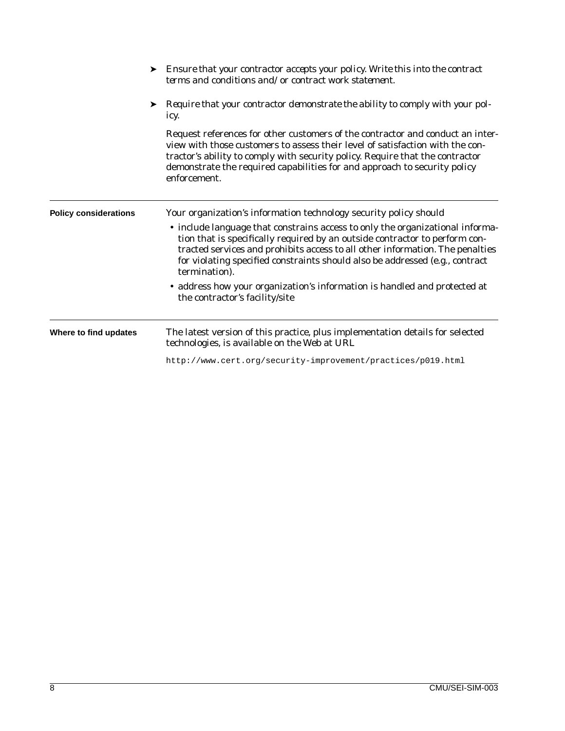➤ *Ensure that your contractor accepts your policy.* Write this into the contract terms and conditions and/or contract work statement.

➤ *Require that your contractor demonstrate the ability to comply with your policy.*

Request references for other customers of the contractor and conduct an interview with those customers to assess their level of satisfaction with the contractor's ability to comply with security policy. Require that the contractor demonstrate the required capabilities for and approach to security policy enforcement.

---

**Policy considerations**

Your organization's information technology security policy should

- include language that constrains access to only the organizational information that is specifically required by an outside contractor to perform contracted services and prohibits access to all other information. The penalties for violating specified constraints should also be addressed (e.g., contract termination).
- address how your organization's information is handled and protected at the contractor's facility/site

---

**Where to find updates**

The latest version of this practice, plus implementation details for selected technologies, is available on the Web at URL

`http://www.cert.org/security-improvement/practices/p019.html`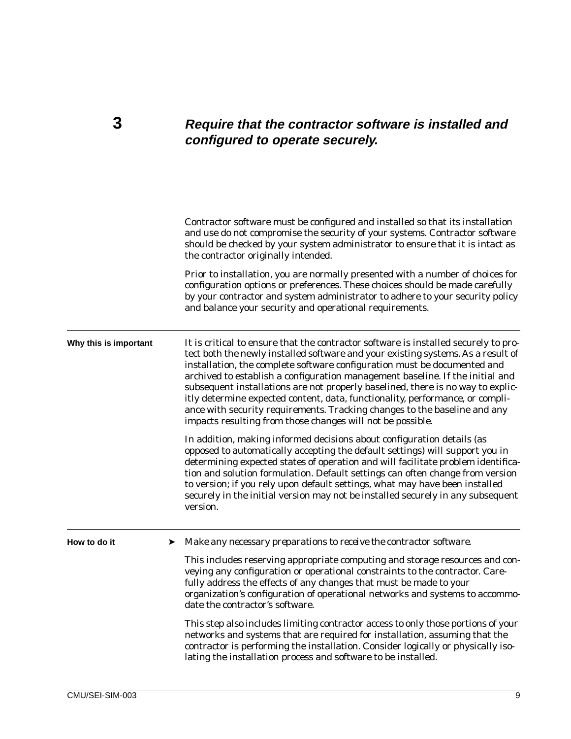# 3 Require that the contractor software is installed and configured to operate securely.

Contractor software must be configured and installed so that its installation and use do not compromise the security of your systems. Contractor software should be checked by your system administrator to ensure that it is intact as the contractor originally intended.

Prior to installation, you are normally presented with a number of choices for configuration options or preferences. These choices should be made carefully by your contractor and system administrator to adhere to your security policy and balance your security and operational requirements.

## Why this is important

It is critical to ensure that the contractor software is installed securely to protect both the newly installed software and your existing systems. As a result of installation, the complete software configuration must be documented and archived to establish a configuration management baseline. If the initial and subsequent installations are not properly baselined, there is no way to explicitly determine expected content, data, functionality, performance, or compliance with security requirements. Tracking changes to the baseline and any impacts resulting from those changes will not be possible.

In addition, making informed decisions about configuration details (as opposed to automatically accepting the default settings) will support you in determining expected states of operation and will facilitate problem identification and solution formulation. Default settings can often change from version to version; if you rely upon default settings, what may have been installed securely in the initial version may not be installed securely in any subsequent version.

## How to do it

➤ *Make any necessary preparations to receive the contractor software.*

This includes reserving appropriate computing and storage resources and conveying any configuration or operational constraints to the contractor. Carefully address the effects of any changes that must be made to your organization's configuration of operational networks and systems to accommodate the contractor's software.

This step also includes limiting contractor access to only those portions of your networks and systems that are required for installation, assuming that the contractor is performing the installation. Consider logically or physically isolating the installation process and software to be installed.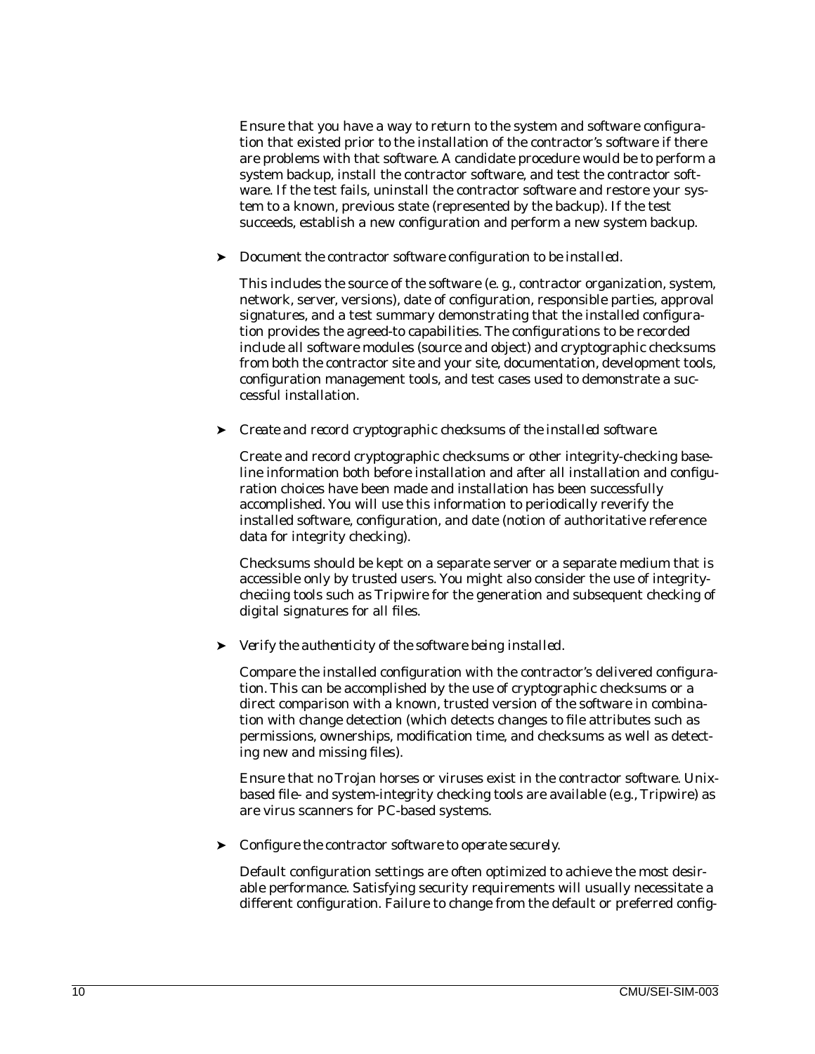Ensure that you have a way to return to the system and software configuration that existed prior to the installation of the contractor's software if there are problems with that software. A candidate procedure would be to perform a system backup, install the contractor software, and test the contractor software. If the test fails, uninstall the contractor software and restore your system to a known, previous state (represented by the backup). If the test succeeds, establish a new configuration and perform a new system backup.

➤ *Document the contractor software configuration to be installed.*

This includes the source of the software (e. g., contractor organization, system, network, server, versions), date of configuration, responsible parties, approval signatures, and a test summary demonstrating that the installed configuration provides the agreed-to capabilities. The configurations to be recorded include all software modules (source and object) and cryptographic checksums from both the contractor site and your site, documentation, development tools, configuration management tools, and test cases used to demonstrate a successful installation.

➤ *Create and record cryptographic checksums of the installed software.*

Create and record cryptographic checksums or other integrity-checking baseline information both before installation and after all installation and configuration choices have been made and installation has been successfully accomplished. You will use this information to periodically reverify the installed software, configuration, and date (notion of authoritative reference data for integrity checking).

Checksums should be kept on a separate server or a separate medium that is accessible only by trusted users. You might also consider the use of integrity-checiing tools such as Tripwire for the generation and subsequent checking of digital signatures for all files.

➤ *Verify the authenticity of the software being installed.*

Compare the installed configuration with the contractor's delivered configuration. This can be accomplished by the use of cryptographic checksums or a direct comparison with a known, trusted version of the software in combination with change detection (which detects changes to file attributes such as permissions, ownerships, modification time, and checksums as well as detecting new and missing files).

Ensure that no Trojan horses or viruses exist in the contractor software. Unix-based file- and system-integrity checking tools are available (e.g., Tripwire) as are virus scanners for PC-based systems.

➤ *Configure the contractor software to operate securely.*

Default configuration settings are often optimized to achieve the most desirable performance. Satisfying security requirements will usually necessitate a different configuration. Failure to change from the default or preferred config-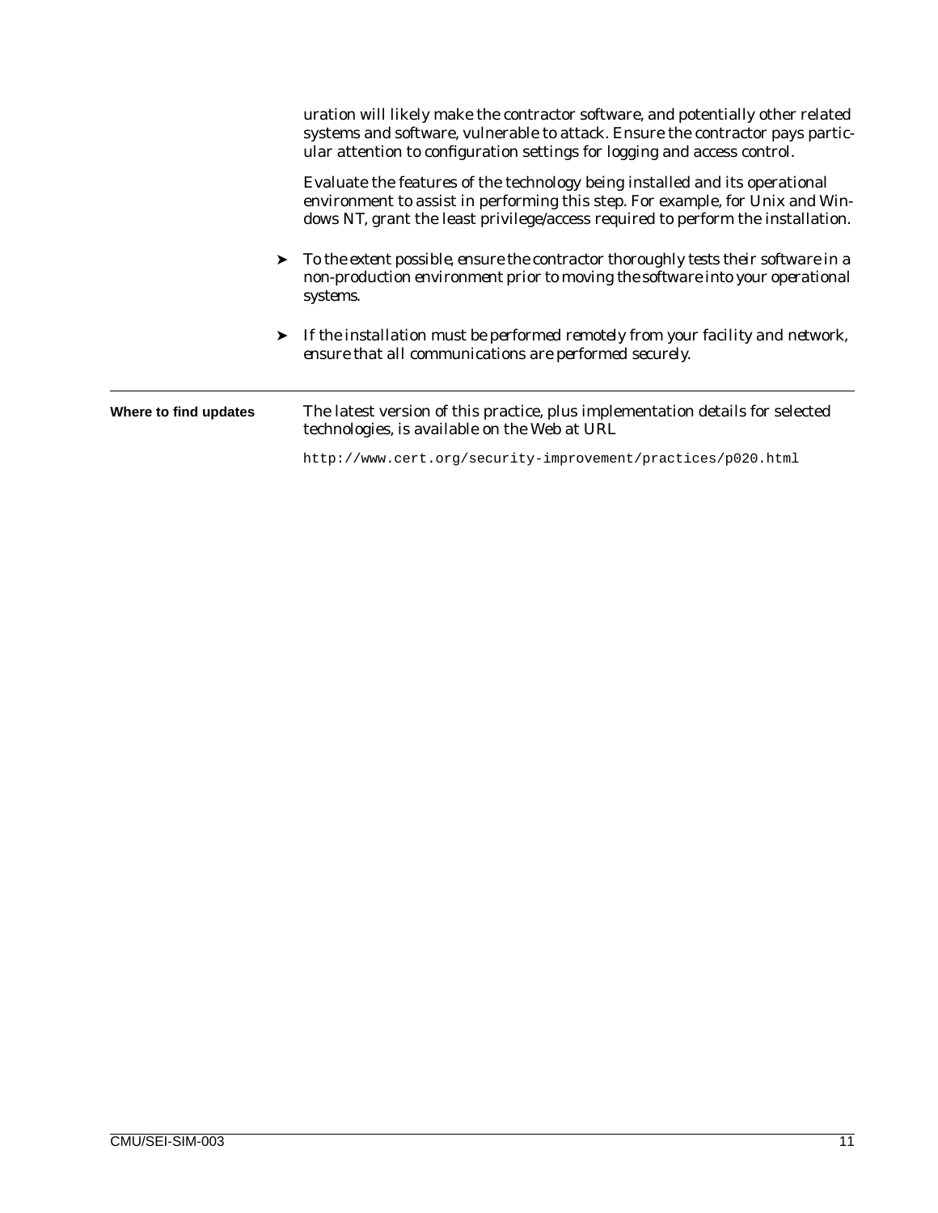uration will likely make the contractor software, and potentially other related systems and software, vulnerable to attack. Ensure the contractor pays particular attention to configuration settings for logging and access control.

Evaluate the features of the technology being installed and its operational environment to assist in performing this step. For example, for Unix and Windows NT, grant the least privilege/access required to perform the installation.

- *To the extent possible, ensure the contractor thoroughly tests their software in a non-production environment prior to moving the software into your operational systems.*
- *If the installation must be performed remotely from your facility and network, ensure that all communications are performed securely.*

---

**Where to find updates**

The latest version of this practice, plus implementation details for selected technologies, is available on the Web at URL

`http://www.cert.org/security-improvement/practices/p020.html`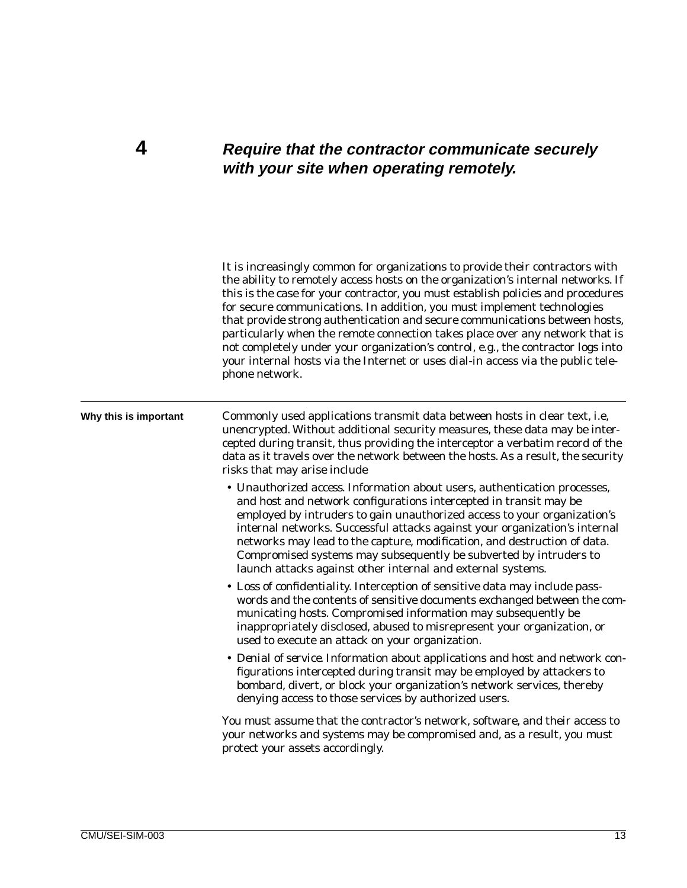# 4 Require that the contractor communicate securely with your site when operating remotely.

It is increasingly common for organizations to provide their contractors with the ability to remotely access hosts on the organization's internal networks. If this is the case for your contractor, you must establish policies and procedures for secure communications. In addition, you must implement technologies that provide strong authentication and secure communications between hosts, particularly when the remote connection takes place over any network that is not completely under your organization's control, e.g., the contractor logs into your internal hosts via the Internet or uses dial-in access via the public telephone network.

---

**Why this is important**

Commonly used applications transmit data between hosts in clear text, i.e, unencrypted. Without additional security measures, these data may be intercepted during transit, thus providing the interceptor a verbatim record of the data as it travels over the network between the hosts. As a result, the security risks that may arise include

- *Unauthorized access.* Information about users, authentication processes, and host and network configurations intercepted in transit may be employed by intruders to gain unauthorized access to your organization's internal networks. Successful attacks against your organization's internal networks may lead to the capture, modification, and destruction of data. Compromised systems may subsequently be subverted by intruders to launch attacks against other internal and external systems.
- *Loss of confidentiality.* Interception of sensitive data may include passwords and the contents of sensitive documents exchanged between the communicating hosts. Compromised information may subsequently be inappropriately disclosed, abused to misrepresent your organization, or used to execute an attack on your organization.
- *Denial of service.* Information about applications and host and network configurations intercepted during transit may be employed by attackers to bombard, divert, or block your organization's network services, thereby denying access to those services by authorized users.

You must assume that the contractor's network, software, and their access to your networks and systems may be compromised and, as a result, you must protect your assets accordingly.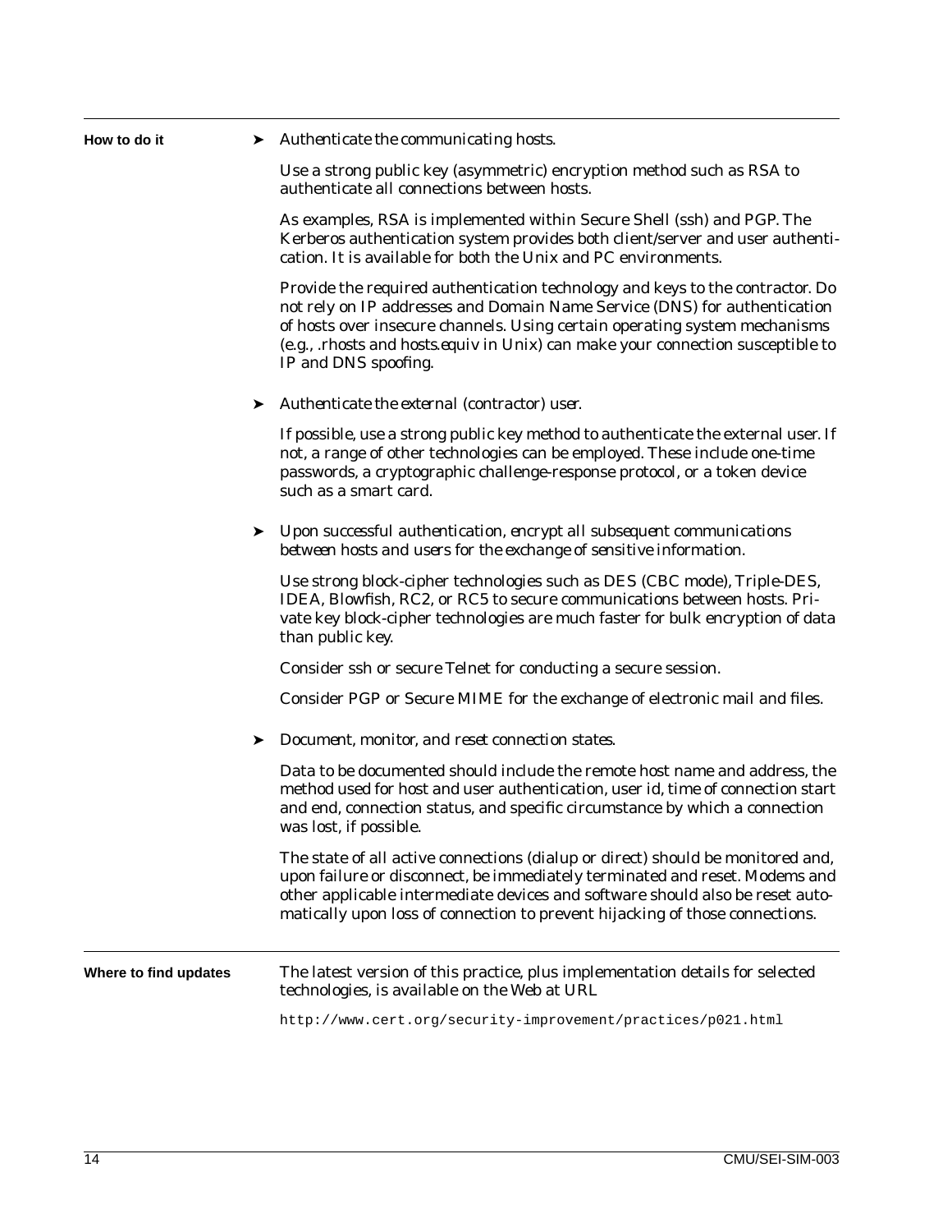**How to do it**

➤ *Authenticate the communicating hosts.*

Use a strong public key (asymmetric) encryption method such as RSA to authenticate all connections between hosts.

As examples, RSA is implemented within Secure Shell (ssh) and PGP. The Kerberos authentication system provides both client/server and user authentication. It is available for both the Unix and PC environments.

Provide the required authentication technology and keys to the contractor. Do not rely on IP addresses and Domain Name Service (DNS) for authentication of hosts over insecure channels. Using certain operating system mechanisms (e.g., .rhosts and hosts.equiv in Unix) can make your connection susceptible to IP and DNS spoofing.

➤ *Authenticate the external (contractor) user.*

If possible, use a strong public key method to authenticate the external user. If not, a range of other technologies can be employed. These include one-time passwords, a cryptographic challenge-response protocol, or a token device such as a smart card.

➤ *Upon successful authentication, encrypt all subsequent communications between hosts and users for the exchange of sensitive information.*

Use strong block-cipher technologies such as DES (CBC mode), Triple-DES, IDEA, Blowfish, RC2, or RC5 to secure communications between hosts. Private key block-cipher technologies are much faster for bulk encryption of data than public key.

Consider ssh or secure Telnet for conducting a secure session.

Consider PGP or Secure MIME for the exchange of electronic mail and files.

➤ *Document, monitor, and reset connection states.*

Data to be documented should include the remote host name and address, the method used for host and user authentication, user id, time of connection start and end, connection status, and specific circumstance by which a connection was lost, if possible.

The state of all active connections (dialup or direct) should be monitored and, upon failure or disconnect, be immediately terminated and reset. Modems and other applicable intermediate devices and software should also be reset automatically upon loss of connection to prevent hijacking of those connections.

**Where to find updates**

The latest version of this practice, plus implementation details for selected technologies, is available on the Web at URL

```
http://www.cert.org/security-improvement/practices/p021.html
```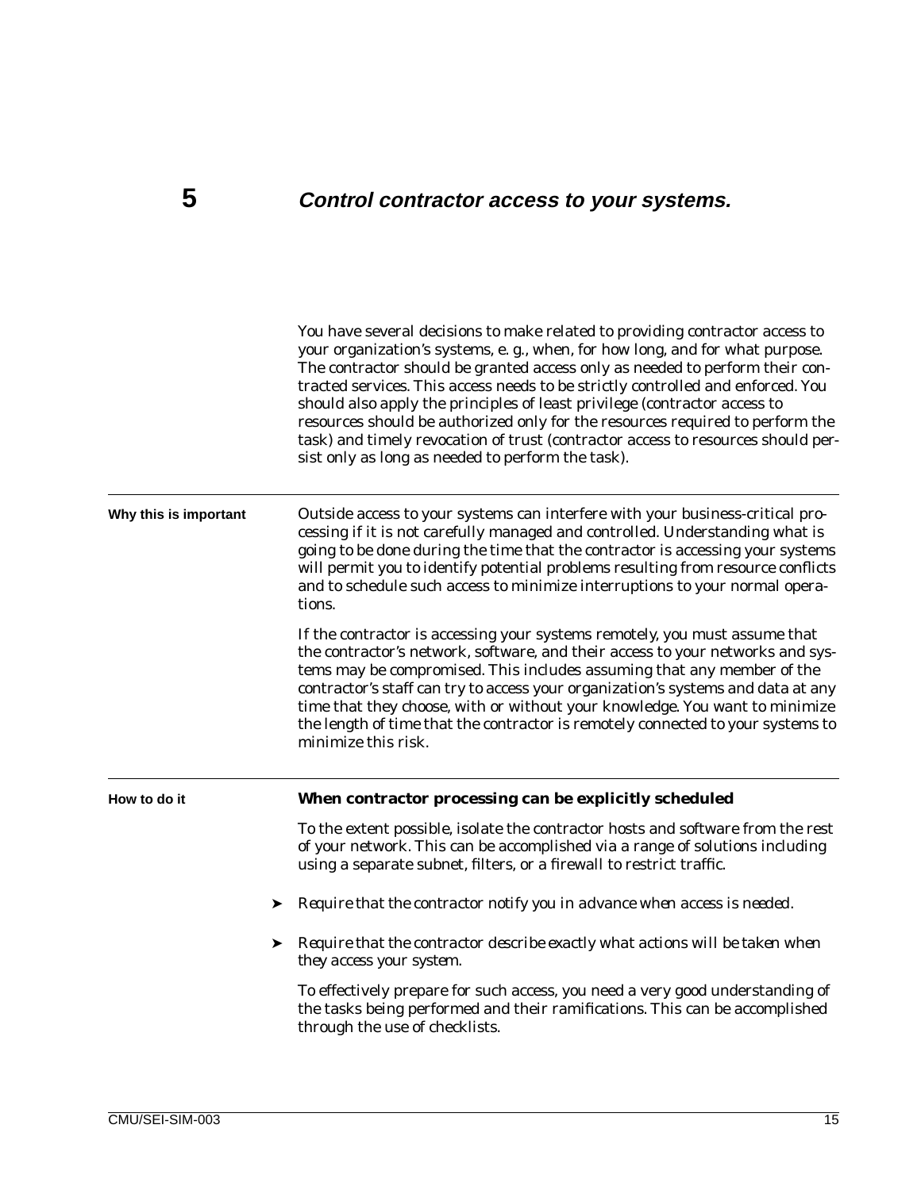# 5 *Control contractor access to your systems.*

You have several decisions to make related to providing contractor access to your organization's systems, e. g., when, for how long, and for what purpose. The contractor should be granted access only as needed to perform their contracted services. This access needs to be strictly controlled and enforced. You should also apply the principles of least privilege (contractor access to resources should be authorized only for the resources required to perform the task) and timely revocation of trust (contractor access to resources should persist only as long as needed to perform the task).

## Why this is important

Outside access to your systems can interfere with your business-critical processing if it is not carefully managed and controlled. Understanding what is going to be done during the time that the contractor is accessing your systems will permit you to identify potential problems resulting from resource conflicts and to schedule such access to minimize interruptions to your normal operations.

If the contractor is accessing your systems remotely, you must assume that the contractor's network, software, and their access to your networks and systems may be compromised. This includes assuming that any member of the contractor's staff can try to access your organization's systems and data at any time that they choose, with or without your knowledge. You want to minimize the length of time that the contractor is remotely connected to your systems to minimize this risk.

## How to do it

**When contractor processing can be explicitly scheduled**

To the extent possible, isolate the contractor hosts and software from the rest of your network. This can be accomplished via a range of solutions including using a separate subnet, filters, or a firewall to restrict traffic.

- *Require that the contractor notify you in advance when access is needed.*
- *Require that the contractor describe exactly what actions will be taken when they access your system.*

To effectively prepare for such access, you need a very good understanding of the tasks being performed and their ramifications. This can be accomplished through the use of checklists.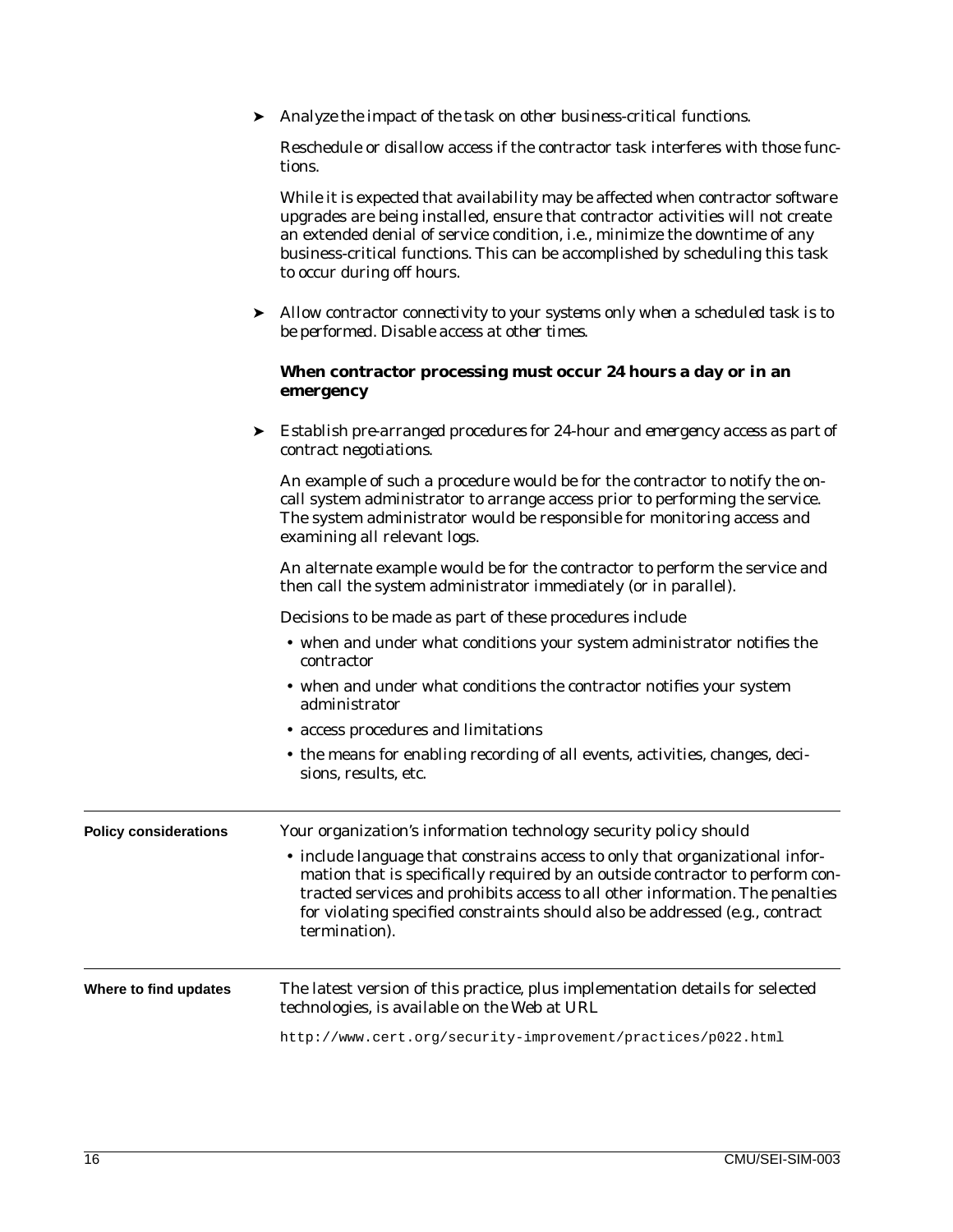➤ *Analyze the impact of the task on other business-critical functions.*

Reschedule or disallow access if the contractor task interferes with those functions.

While it is expected that availability may be affected when contractor software upgrades are being installed, ensure that contractor activities will not create an extended denial of service condition, i.e., minimize the downtime of any business-critical functions. This can be accomplished by scheduling this task to occur during off hours.

➤ *Allow contractor connectivity to your systems only when a scheduled task is to be performed. Disable access at other times.*

**When contractor processing must occur 24 hours a day or in an emergency**

➤ *Establish pre-arranged procedures for 24-hour and emergency access as part of contract negotiations.*

An example of such a procedure would be for the contractor to notify the on-call system administrator to arrange access prior to performing the service. The system administrator would be responsible for monitoring access and examining all relevant logs.

An alternate example would be for the contractor to perform the service and then call the system administrator immediately (or in parallel).

Decisions to be made as part of these procedures include

- when and under what conditions your system administrator notifies the contractor
- when and under what conditions the contractor notifies your system administrator
- access procedures and limitations
- the means for enabling recording of all events, activities, changes, decisions, results, etc.

---

**Policy considerations**

Your organization's information technology security policy should

- include language that constrains access to only that organizational information that is specifically required by an outside contractor to perform contracted services and prohibits access to all other information. The penalties for violating specified constraints should also be addressed (e.g., contract termination).

---

**Where to find updates**

The latest version of this practice, plus implementation details for selected technologies, is available on the Web at URL

`http://www.cert.org/security-improvement/practices/p022.html`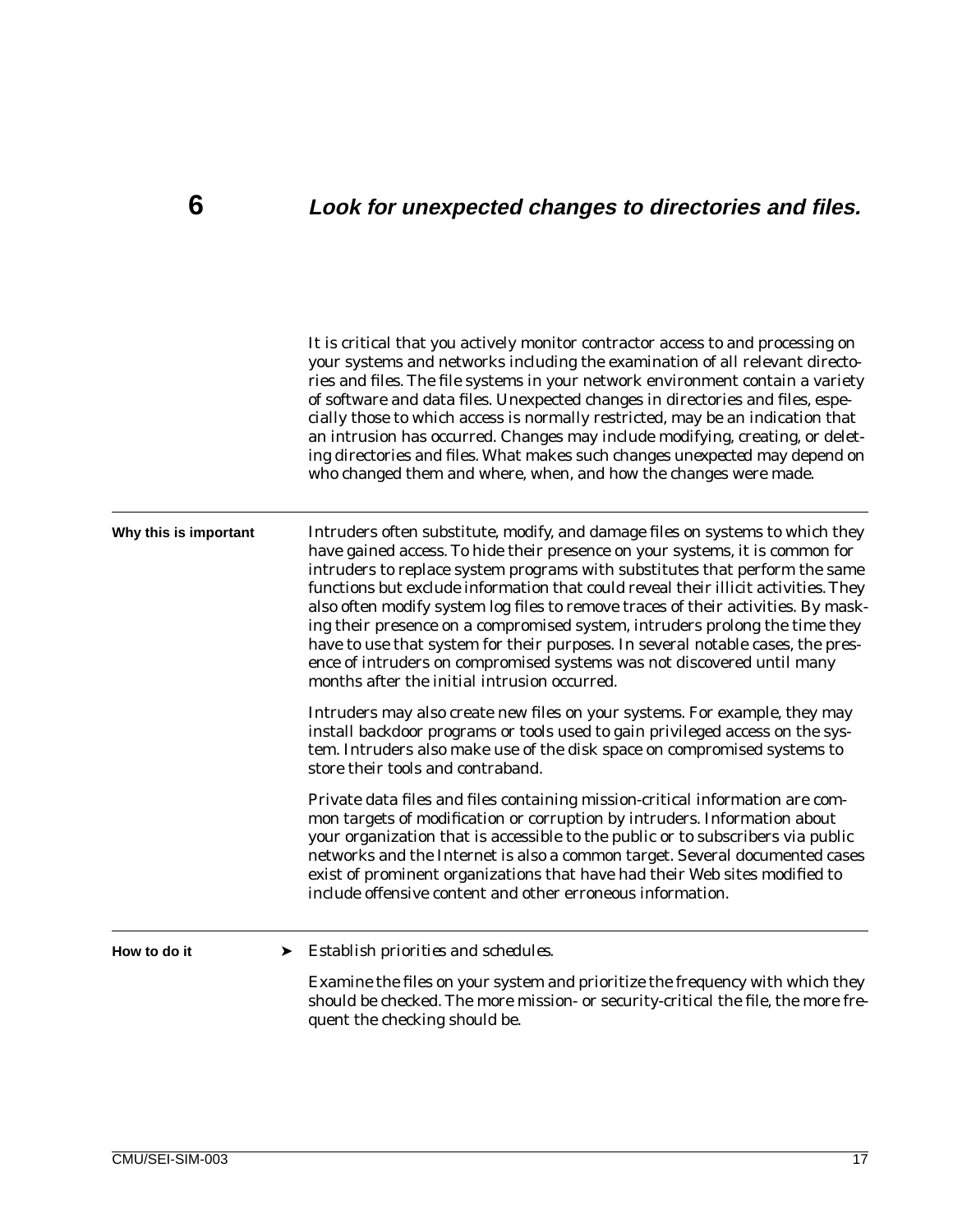# 6 Look for unexpected changes to directories and files.

It is critical that you actively monitor contractor access to and processing on your systems and networks including the examination of all relevant directories and files. The file systems in your network environment contain a variety of software and data files. Unexpected changes in directories and files, especially those to which access is normally restricted, may be an indication that an intrusion has occurred. Changes may include modifying, creating, or deleting directories and files. What makes such changes *unexpected* may depend on who changed them and where, when, and how the changes were made.

---

**Why this is important**

Intruders often substitute, modify, and damage files on systems to which they have gained access. To hide their presence on your systems, it is common for intruders to replace system programs with substitutes that perform the same functions but exclude information that could reveal their illicit activities. They also often modify system log files to remove traces of their activities. By masking their presence on a compromised system, intruders prolong the time they have to use that system for their purposes. In several notable cases, the presence of intruders on compromised systems was not discovered until many months after the initial intrusion occurred.

Intruders may also create new files on your systems. For example, they may install backdoor programs or tools used to gain privileged access on the system. Intruders also make use of the disk space on compromised systems to store their tools and contraband.

Private data files and files containing mission-critical information are common targets of modification or corruption by intruders. Information about your organization that is accessible to the public or to subscribers via public networks and the Internet is also a common target. Several documented cases exist of prominent organizations that have had their Web sites modified to include offensive content and other erroneous information.

---

**How to do it**

➤ *Establish priorities and schedules.*

Examine the files on your system and prioritize the frequency with which they should be checked. The more mission- or security-critical the file, the more frequent the checking should be.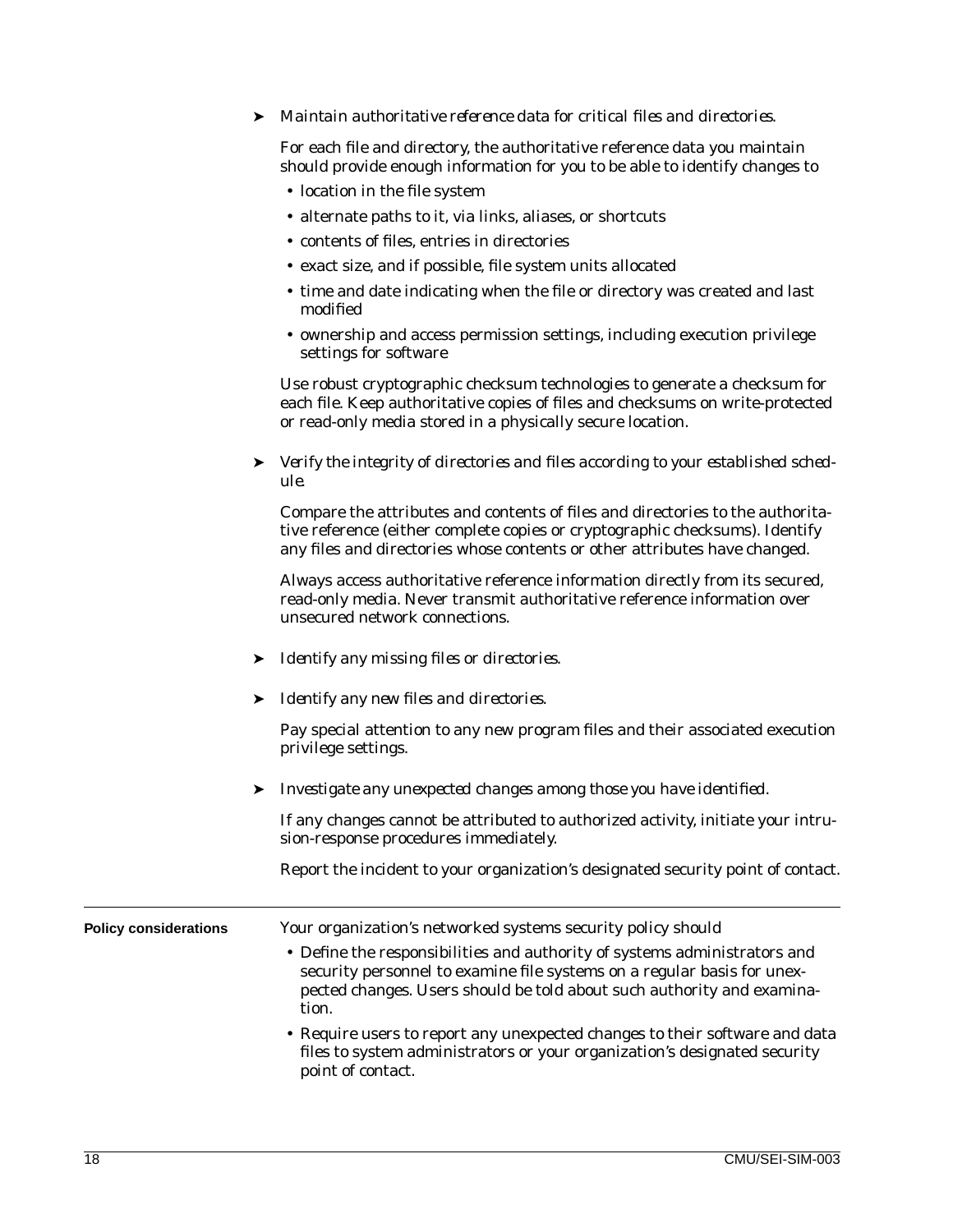➤ *Maintain authoritative reference data for critical files and directories.*

For each file and directory, the authoritative reference data you maintain should provide enough information for you to be able to identify changes to

- location in the file system
- alternate paths to it, via links, aliases, or shortcuts
- contents of files, entries in directories
- exact size, and if possible, file system units allocated
- time and date indicating when the file or directory was created and last modified
- ownership and access permission settings, including execution privilege settings for software

Use robust cryptographic checksum technologies to generate a checksum for each file. Keep authoritative copies of files and checksums on write-protected or read-only media stored in a physically secure location.

➤ *Verify the integrity of directories and files according to your established schedule.*

Compare the attributes and contents of files and directories to the authoritative reference (either complete copies or cryptographic checksums). Identify any files and directories whose contents or other attributes have changed.

Always access authoritative reference information directly from its secured, read-only media. Never transmit authoritative reference information over unsecured network connections.

➤ *Identify any missing files or directories.*

➤ *Identify any new files and directories.*

Pay special attention to any new program files and their associated execution privilege settings.

➤ *Investigate any unexpected changes among those you have identified.*

If any changes cannot be attributed to authorized activity, initiate your intrusion-response procedures immediately.

Report the incident to your organization's designated security point of contact.

---

**Policy considerations**

Your organization's networked systems security policy should

- Define the responsibilities and authority of systems administrators and security personnel to examine file systems on a regular basis for unexpected changes. Users should be told about such authority and examination.
- Require users to report any unexpected changes to their software and data files to system administrators or your organization's designated security point of contact.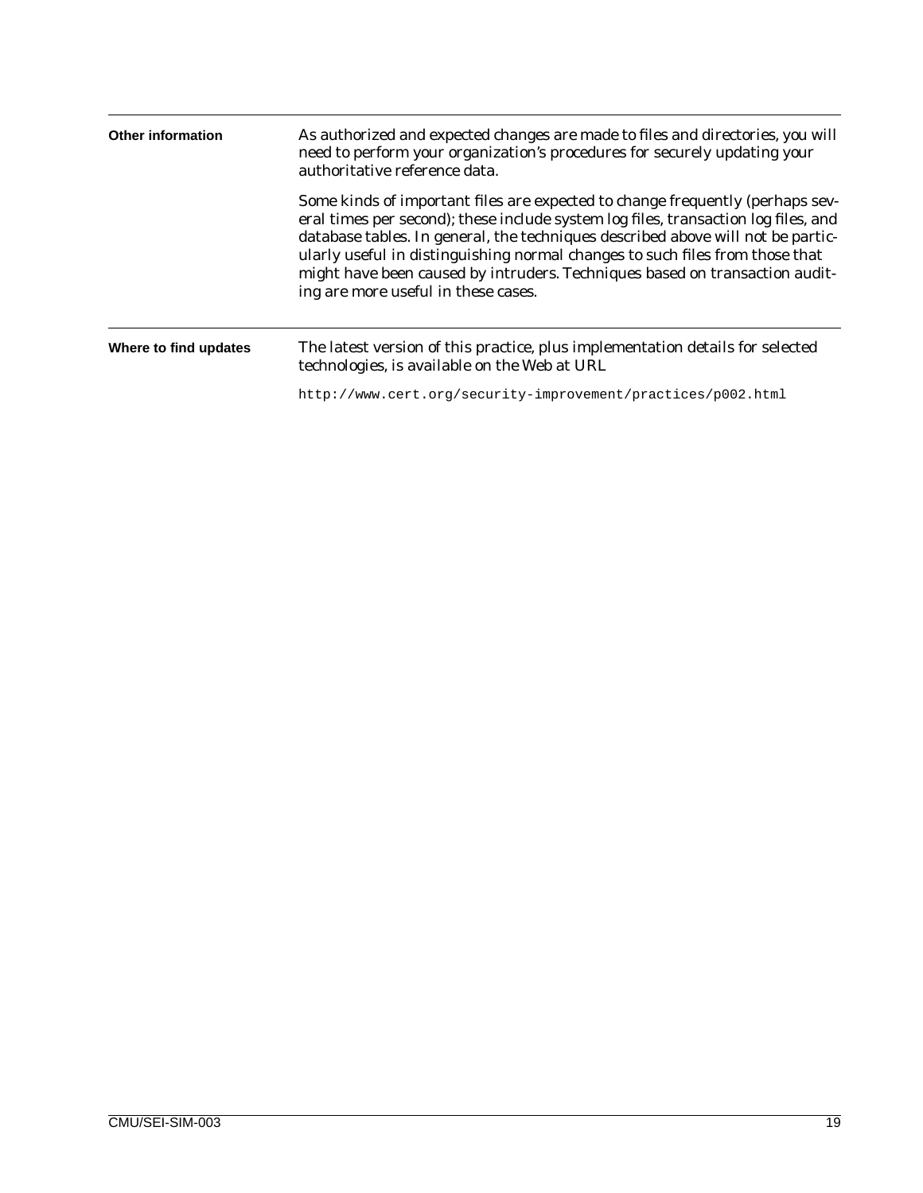**Other information**

As authorized and expected changes are made to files and directories, you will need to perform your organization's procedures for securely updating your authoritative reference data.

Some kinds of important files are expected to change frequently (perhaps several times per second); these include system log files, transaction log files, and database tables. In general, the techniques described above will not be particularly useful in distinguishing normal changes to such files from those that might have been caused by intruders. Techniques based on transaction auditing are more useful in these cases.

**Where to find updates**

The latest version of this practice, plus implementation details for selected technologies, is available on the Web at URL

```
http://www.cert.org/security-improvement/practices/p002.html
```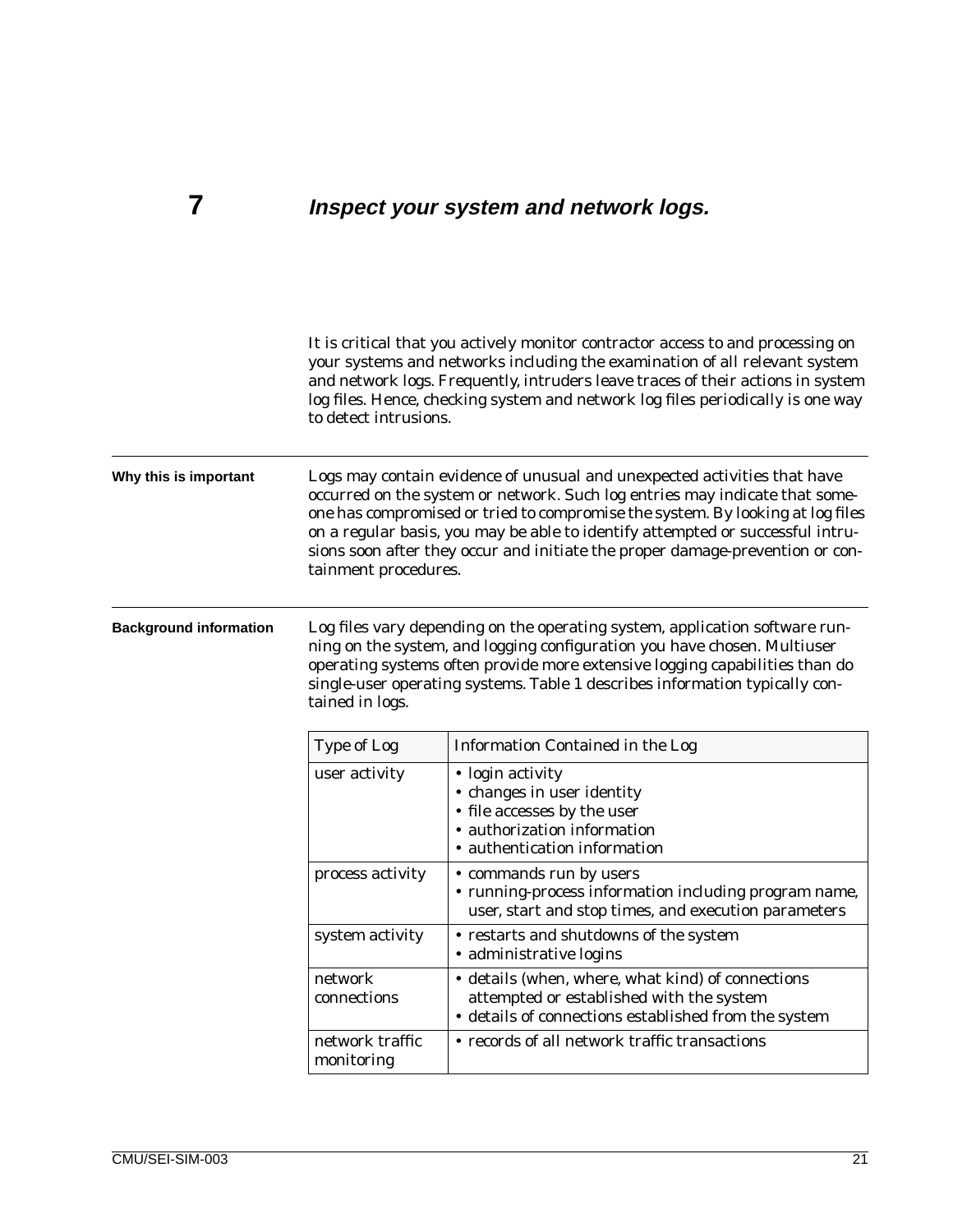# 7 *Inspect your system and network logs.*

It is critical that you actively monitor contractor access to and processing on your systems and networks including the examination of all relevant system and network logs. Frequently, intruders leave traces of their actions in system log files. Hence, checking system and network log files periodically is one way to detect intrusions.

**Why this is important**

Logs may contain evidence of unusual and unexpected activities that have occurred on the system or network. Such log entries may indicate that someone has compromised or tried to compromise the system. By looking at log files on a regular basis, you may be able to identify attempted or successful intrusions soon after they occur and initiate the proper damage-prevention or containment procedures.

**Background information**

Log files vary depending on the operating system, application software running on the system, and logging configuration you have chosen. Multiuser operating systems often provide more extensive logging capabilities than do single-user operating systems. Table 1 describes information typically contained in logs.

| Type of Log | Information Contained in the Log |
|---|---|
| user activity | • login activity<br>• changes in user identity<br>• file accesses by the user<br>• authorization information<br>• authentication information |
| process activity | • commands run by users<br>• running-process information including program name, user, start and stop times, and execution parameters |
| system activity | • restarts and shutdowns of the system<br>• administrative logins |
| network connections | • details (when, where, what kind) of connections attempted or established with the system<br>• details of connections established from the system |
| network traffic monitoring | • records of all network traffic transactions |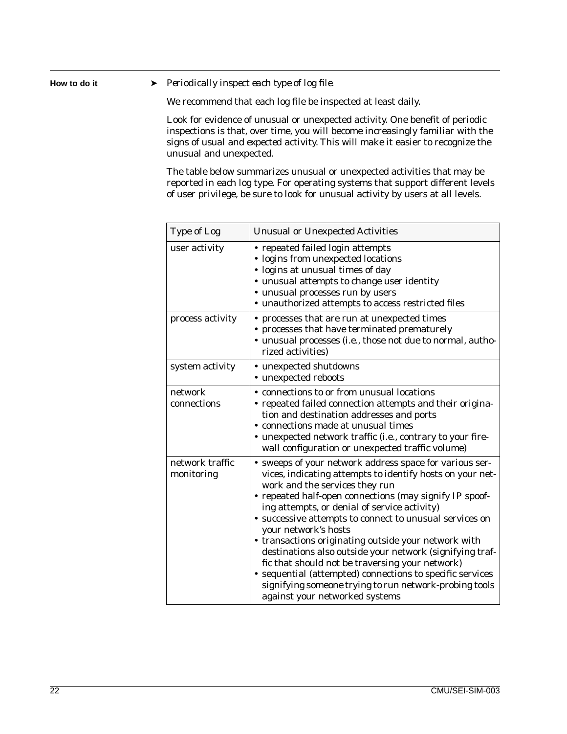**How to do it**

➤ *Periodically inspect each type of log file.*

We recommend that each log file be inspected at least daily.

Look for evidence of unusual or unexpected activity. One benefit of periodic inspections is that, over time, you will become increasingly familiar with the signs of usual and expected activity. This will make it easier to recognize the unusual and unexpected.

The table below summarizes unusual or unexpected activities that may be reported in each log type. For operating systems that support different levels of user privilege, be sure to look for unusual activity by users at all levels.

| Type of Log | Unusual or Unexpected Activities |
|---|---|
| user activity | • repeated failed login attempts<br>• logins from unexpected locations<br>• logins at unusual times of day<br>• unusual attempts to change user identity<br>• unusual processes run by users<br>• unauthorized attempts to access restricted files |
| process activity | • processes that are run at unexpected times<br>• processes that have terminated prematurely<br>• unusual processes (i.e., those not due to normal, authorized activities) |
| system activity | • unexpected shutdowns<br>• unexpected reboots |
| network connections | • connections to or from unusual locations<br>• repeated failed connection attempts and their origination and destination addresses and ports<br>• connections made at unusual times<br>• unexpected network traffic (i.e., contrary to your firewall configuration or unexpected traffic volume) |
| network traffic monitoring | • sweeps of your network address space for various services, indicating attempts to identify hosts on your network and the services they run<br>• repeated half-open connections (may signify IP spoofing attempts, or denial of service activity)<br>• successive attempts to connect to unusual services on your network's hosts<br>• transactions originating outside your network with destinations also outside your network (signifying traffic that should not be traversing your network)<br>• sequential (attempted) connections to specific services signifying someone trying to run network-probing tools against your networked systems |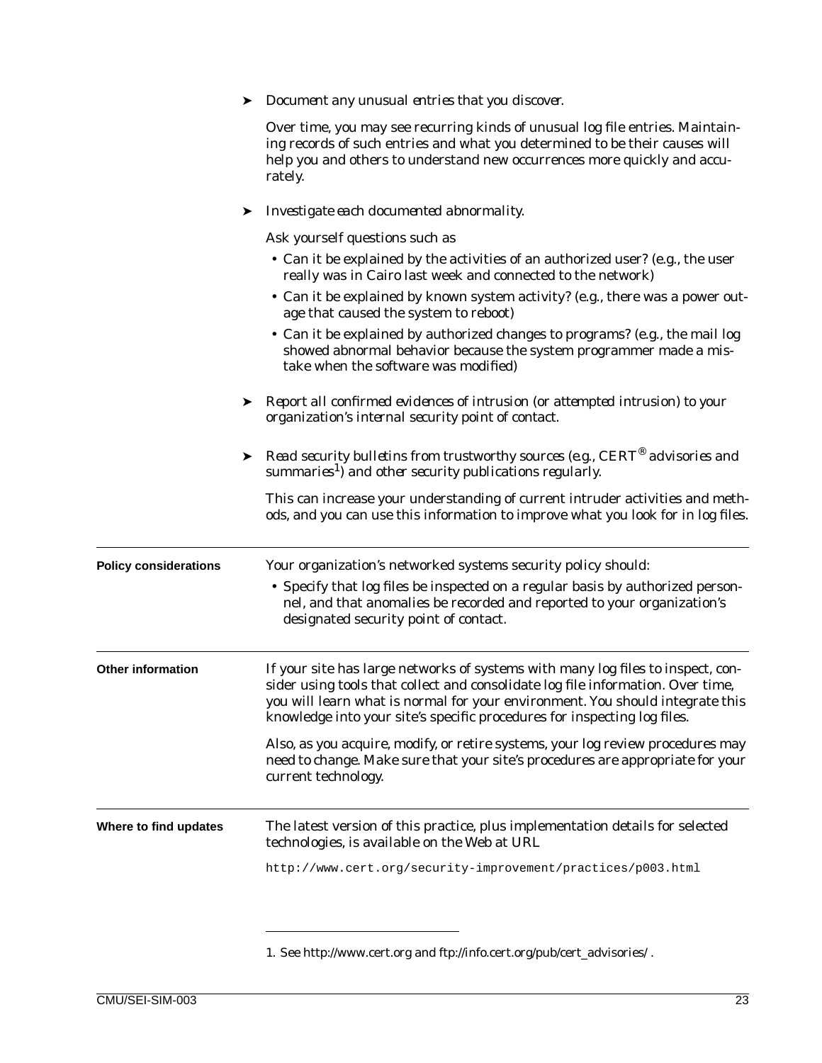➤ *Document any unusual entries that you discover.*

Over time, you may see recurring kinds of unusual log file entries. Maintaining records of such entries and what you determined to be their causes will help you and others to understand new occurrences more quickly and accurately.

➤ *Investigate each documented abnormality.*

Ask yourself questions such as

- Can it be explained by the activities of an authorized user? (e.g., the user really was in Cairo last week and connected to the network)
- Can it be explained by known system activity? (e.g., there was a power outage that caused the system to reboot)
- Can it be explained by authorized changes to programs? (e.g., the mail log showed abnormal behavior because the system programmer made a mistake when the software was modified)

➤ *Report all confirmed evidences of intrusion (or attempted intrusion) to your organization's internal security point of contact.*

➤ *Read security bulletins from trustworthy sources (e.g., CERT® advisories and summaries[1]) and other security publications regularly.*

This can increase your understanding of current intruder activities and methods, and you can use this information to improve what you look for in log files.

---

**Policy considerations**

Your organization's networked systems security policy should:

- Specify that log files be inspected on a regular basis by authorized personnel, and that anomalies be recorded and reported to your organization's designated security point of contact.

---

**Other information**

If your site has large networks of systems with many log files to inspect, consider using tools that collect and consolidate log file information. Over time, you will learn what is normal for your environment. You should integrate this knowledge into your site's specific procedures for inspecting log files.

Also, as you acquire, modify, or retire systems, your log review procedures may need to change. Make sure that your site's procedures are appropriate for your current technology.

---

**Where to find updates**

The latest version of this practice, plus implementation details for selected technologies, is available on the Web at URL

```
http://www.cert.org/security-improvement/practices/p003.html
```

---

1. See http://www.cert.org and ftp://info.cert.org/pub/cert_advisories/ .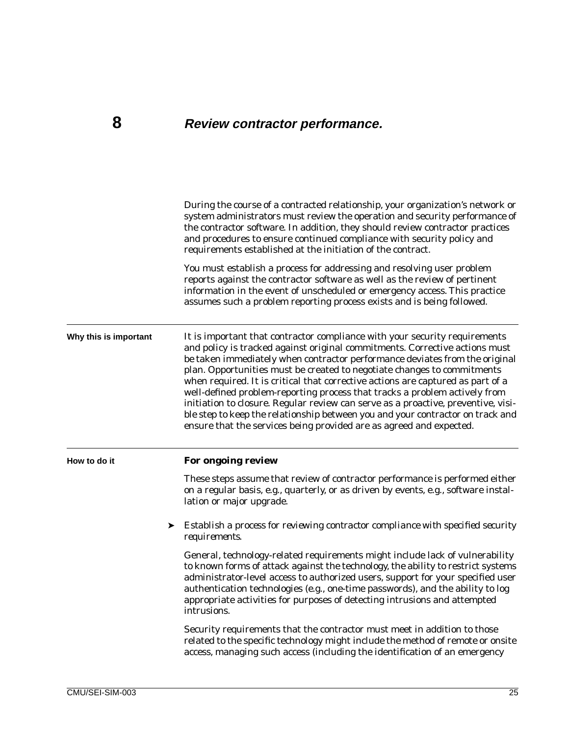# 8 Review contractor performance.

During the course of a contracted relationship, your organization's network or system administrators must review the operation and security performance of the contractor software. In addition, they should review contractor practices and procedures to ensure continued compliance with security policy and requirements established at the initiation of the contract.

You must establish a process for addressing and resolving user problem reports against the contractor software as well as the review of pertinent information in the event of unscheduled or emergency access. This practice assumes such a problem reporting process exists and is being followed.

## Why this is important

It is important that contractor compliance with your security requirements and policy is tracked against original commitments. Corrective actions must be taken immediately when contractor performance deviates from the original plan. Opportunities must be created to negotiate changes to commitments when required. It is critical that corrective actions are captured as part of a well-defined problem-reporting process that tracks a problem actively from initiation to closure. Regular review can serve as a proactive, preventive, visible step to keep the relationship between you and your contractor on track and ensure that the services being provided are as agreed and expected.

## How to do it

### For ongoing review

These steps assume that review of contractor performance is performed either on a regular basis, e.g., quarterly, or as driven by events, e.g., software installation or major upgrade.

- *Establish a process for reviewing contractor compliance with specified security requirements.*

General, technology-related requirements might include lack of vulnerability to known forms of attack against the technology, the ability to restrict systems administrator-level access to authorized users, support for your specified user authentication technologies (e.g., one-time passwords), and the ability to log appropriate activities for purposes of detecting intrusions and attempted intrusions.

Security requirements that the contractor must meet in addition to those related to the specific technology might include the method of remote or onsite access, managing such access (including the identification of an emergency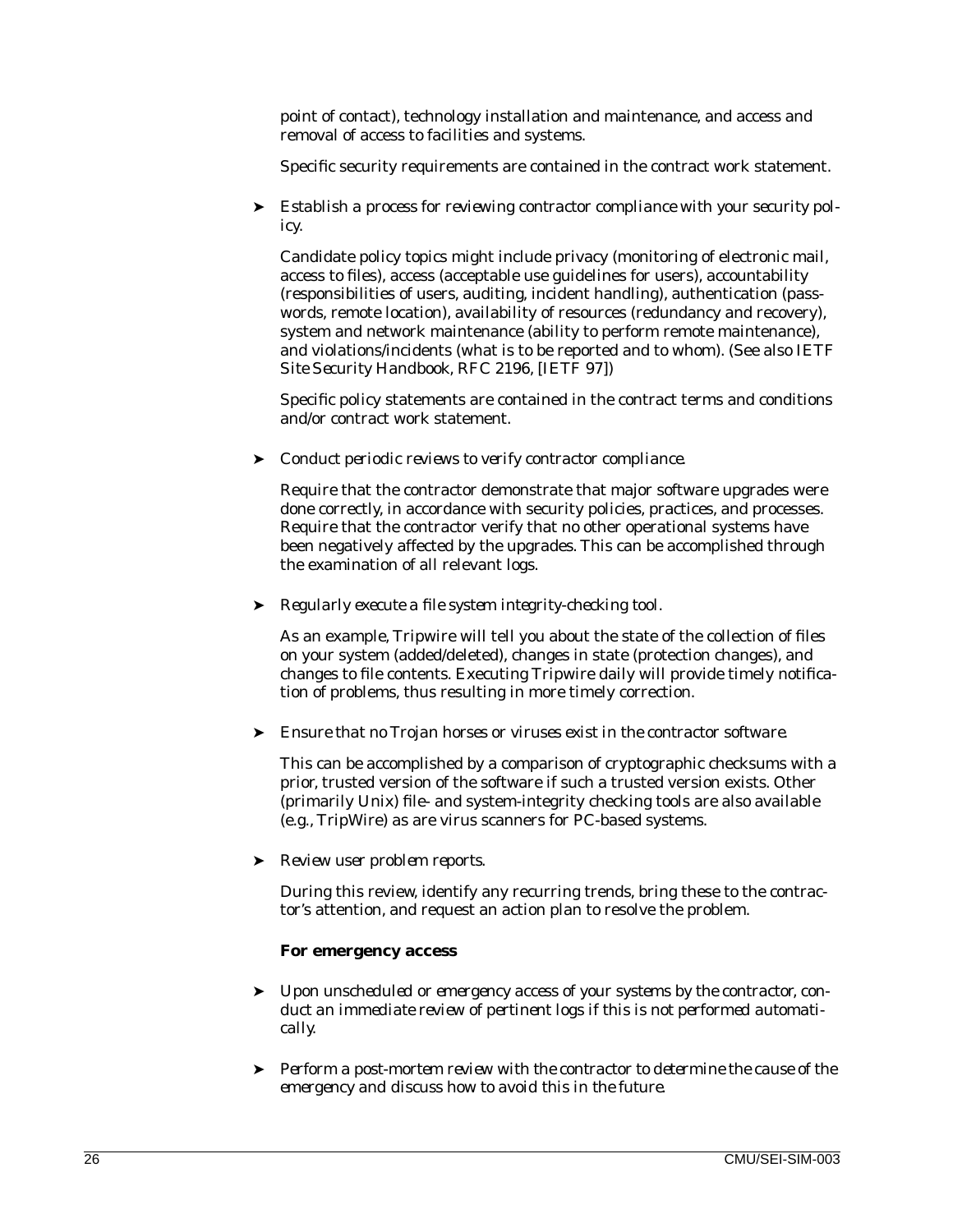point of contact), technology installation and maintenance, and access and removal of access to facilities and systems.

Specific security requirements are contained in the contract work statement.

- *Establish a process for reviewing contractor compliance with your security policy.*

  Candidate policy topics might include privacy (monitoring of electronic mail, access to files), access (acceptable use guidelines for users), accountability (responsibilities of users, auditing, incident handling), authentication (passwords, remote location), availability of resources (redundancy and recovery), system and network maintenance (ability to perform remote maintenance), and violations/incidents (what is to be reported and to whom). (See also IETF *Site Security Handbook*, RFC 2196, [IETF 97])

  Specific policy statements are contained in the contract terms and conditions and/or contract work statement.

- *Conduct periodic reviews to verify contractor compliance.*

  Require that the contractor demonstrate that major software upgrades were done correctly, in accordance with security policies, practices, and processes. Require that the contractor verify that no other operational systems have been negatively affected by the upgrades. This can be accomplished through the examination of all relevant logs.

- *Regularly execute a file system integrity-checking tool.*

  As an example, Tripwire will tell you about the state of the collection of files on your system (added/deleted), changes in state (protection changes), and changes to file contents. Executing Tripwire daily will provide timely notification of problems, thus resulting in more timely correction.

- *Ensure that no Trojan horses or viruses exist in the contractor software.*

  This can be accomplished by a comparison of cryptographic checksums with a prior, trusted version of the software if such a trusted version exists. Other (primarily Unix) file- and system-integrity checking tools are also available (e.g., TripWire) as are virus scanners for PC-based systems.

- *Review user problem reports.*

  During this review, identify any recurring trends, bring these to the contractor's attention, and request an action plan to resolve the problem.

**For emergency access**

- *Upon unscheduled or emergency access of your systems by the contractor, conduct an immediate review of pertinent logs if this is not performed automatically.*

- *Perform a post-mortem review with the contractor to determine the cause of the emergency and discuss how to avoid this in the future.*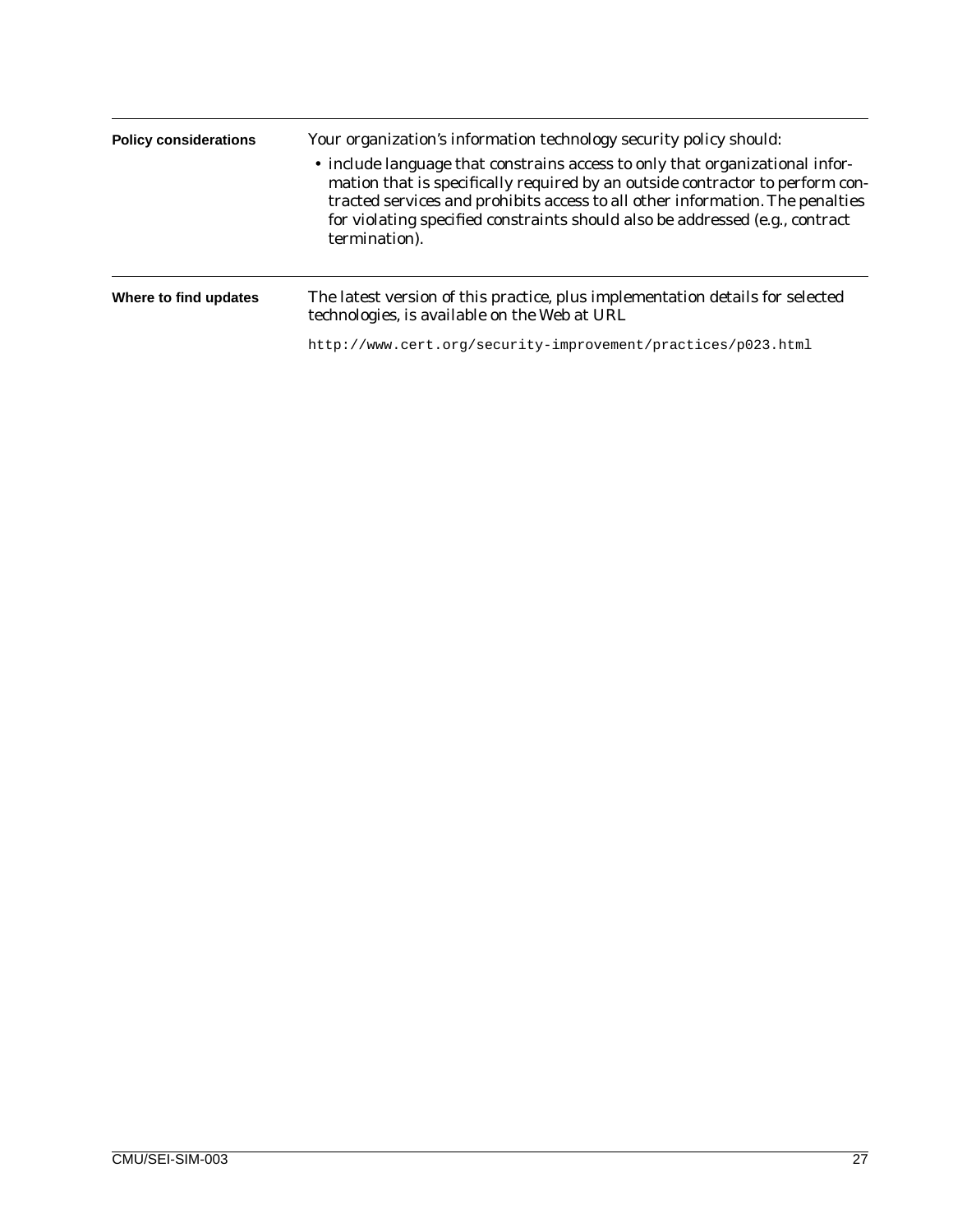**Policy considerations**

Your organization's information technology security policy should:

- include language that constrains access to only that organizational information that is specifically required by an outside contractor to perform contracted services and prohibits access to all other information. The penalties for violating specified constraints should also be addressed (e.g., contract termination).

**Where to find updates**

The latest version of this practice, plus implementation details for selected technologies, is available on the Web at URL

```
http://www.cert.org/security-improvement/practices/p023.html
```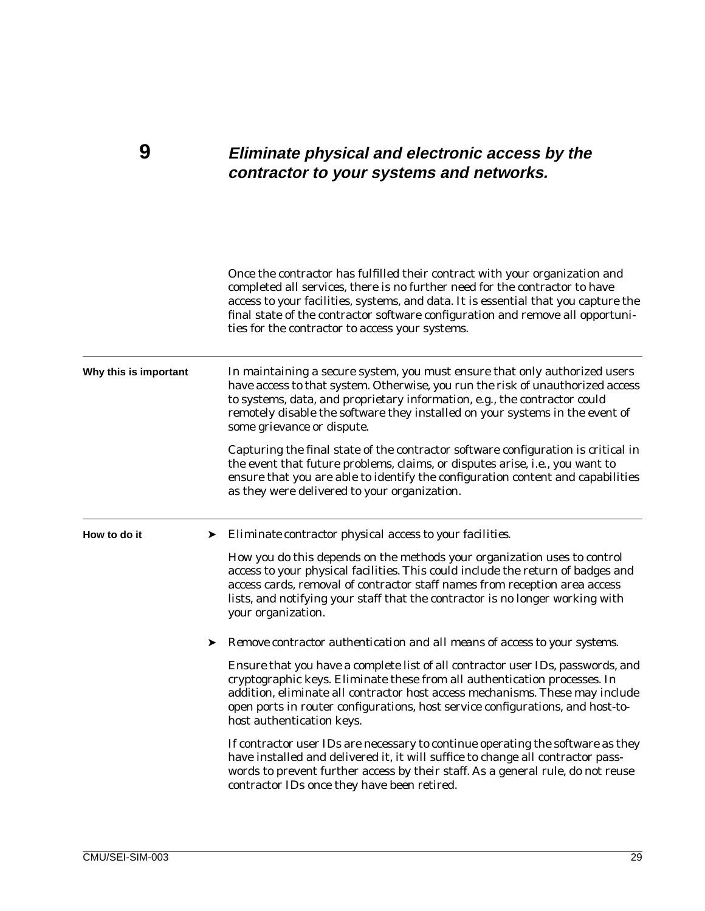# 9 Eliminate physical and electronic access by the contractor to your systems and networks.

Once the contractor has fulfilled their contract with your organization and completed all services, there is no further need for the contractor to have access to your facilities, systems, and data. It is essential that you capture the final state of the contractor software configuration and remove all opportunities for the contractor to access your systems.

---

**Why this is important**

In maintaining a secure system, you must ensure that only authorized users have access to that system. Otherwise, you run the risk of unauthorized access to systems, data, and proprietary information, e.g., the contractor could remotely disable the software they installed on your systems in the event of some grievance or dispute.

Capturing the final state of the contractor software configuration is critical in the event that future problems, claims, or disputes arise, i.e., you want to ensure that you are able to identify the configuration content and capabilities as they were delivered to your organization.

---

**How to do it**

➤ *Eliminate contractor physical access to your facilities.*

How you do this depends on the methods your organization uses to control access to your physical facilities. This could include the return of badges and access cards, removal of contractor staff names from reception area access lists, and notifying your staff that the contractor is no longer working with your organization.

➤ *Remove contractor authentication and all means of access to your systems.*

Ensure that you have a complete list of all contractor user IDs, passwords, and cryptographic keys. Eliminate these from all authentication processes. In addition, eliminate all contractor host access mechanisms. These may include open ports in router configurations, host service configurations, and host-to-host authentication keys.

If contractor user IDs are necessary to continue operating the software as they have installed and delivered it, it will suffice to change all contractor passwords to prevent further access by their staff. As a general rule, do not reuse contractor IDs once they have been retired.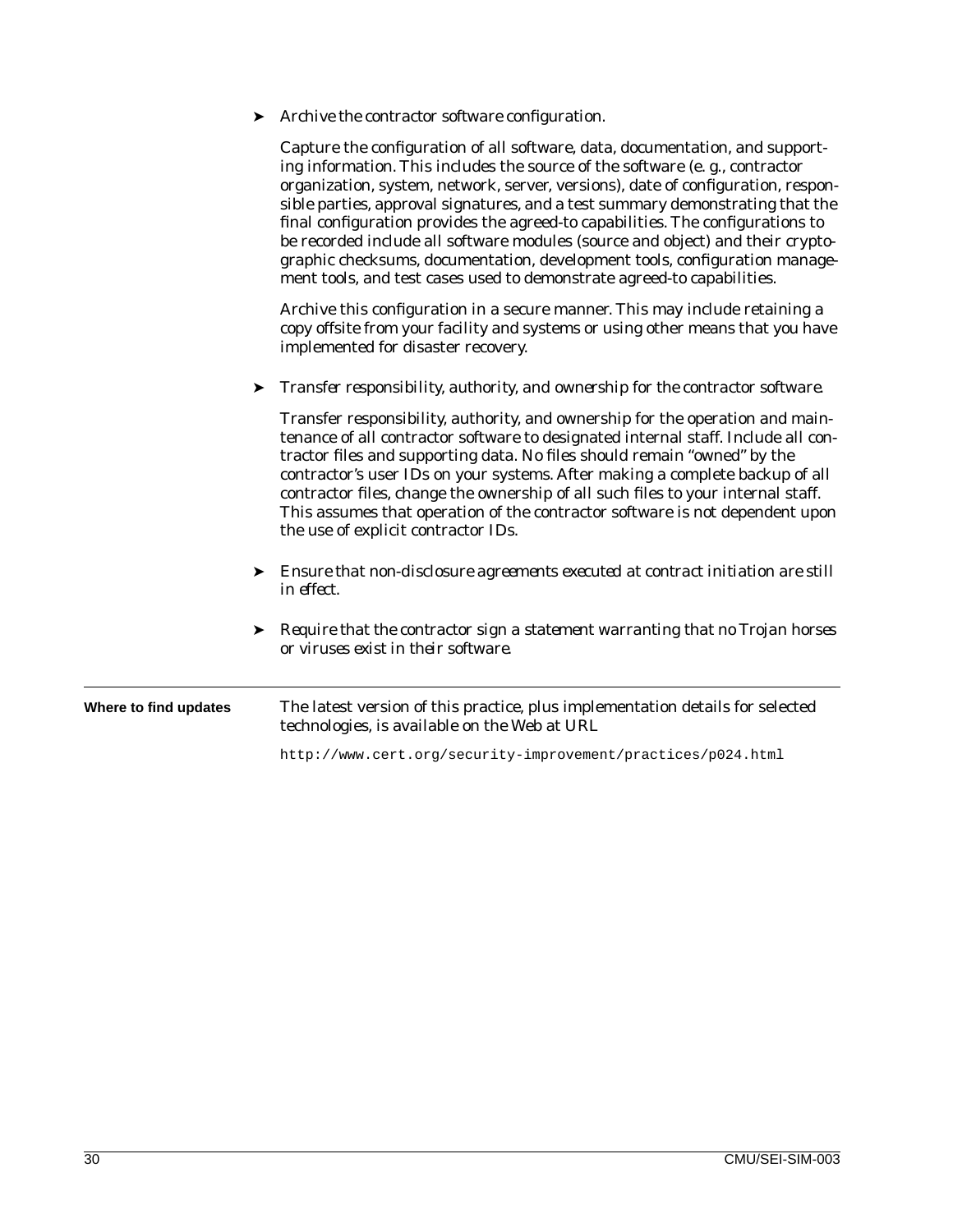- *Archive the contractor software configuration.*

  Capture the configuration of all software, data, documentation, and supporting information. This includes the source of the software (e. g., contractor organization, system, network, server, versions), date of configuration, responsible parties, approval signatures, and a test summary demonstrating that the final configuration provides the agreed-to capabilities. The configurations to be recorded include all software modules (source and object) and their cryptographic checksums, documentation, development tools, configuration management tools, and test cases used to demonstrate agreed-to capabilities.

  Archive this configuration in a secure manner. This may include retaining a copy offsite from your facility and systems or using other means that you have implemented for disaster recovery.

- *Transfer responsibility, authority, and ownership for the contractor software.*

  Transfer responsibility, authority, and ownership for the operation and maintenance of all contractor software to designated internal staff. Include all contractor files and supporting data. No files should remain "owned" by the contractor's user IDs on your systems. After making a complete backup of all contractor files, change the ownership of all such files to your internal staff. This assumes that operation of the contractor software is not dependent upon the use of explicit contractor IDs.

- *Ensure that non-disclosure agreements executed at contract initiation are still in effect.*

- *Require that the contractor sign a statement warranting that no Trojan horses or viruses exist in their software.*

---

**Where to find updates**

The latest version of this practice, plus implementation details for selected technologies, is available on the Web at URL

http://www.cert.org/security-improvement/practices/p024.html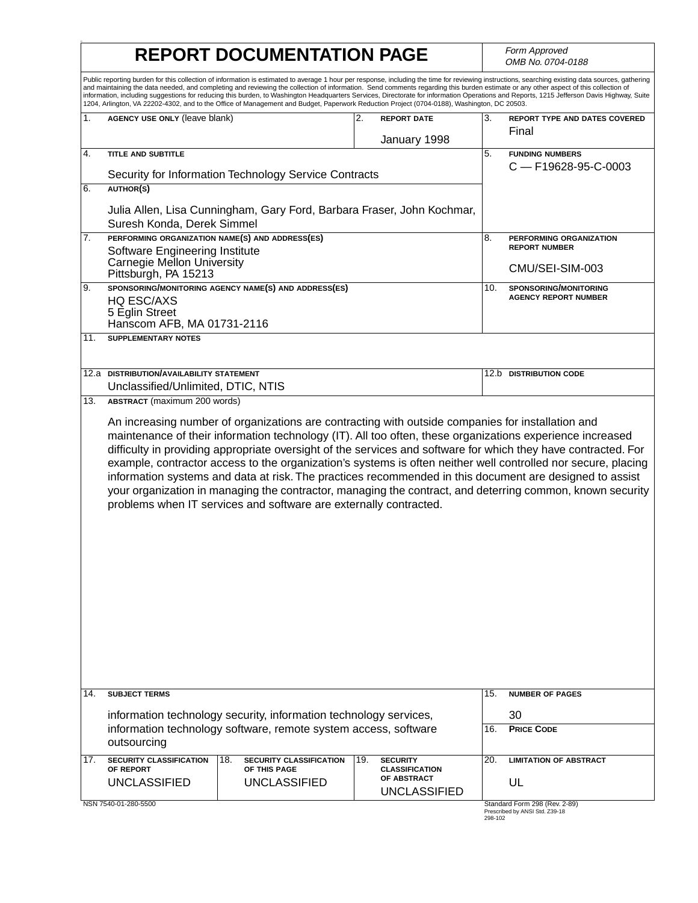# REPORT DOCUMENTATION PAGE

*Form Approved*
*OMB No. 0704-0188*

Public reporting burden for this collection of information is estimated to average 1 hour per response, including the time for reviewing instructions, searching existing data sources, gathering and maintaining the data needed, and completing and reviewing the collection of information. Send comments regarding this burden estimate or any other aspect of this collection of information, including suggestions for reducing this burden, to Washington Headquarters Services, Directorate for information Operations and Reports, 1215 Jefferson Davis Highway, Suite 1204, Arlington, VA 22202-4302, and to the Office of Management and Budget, Paperwork Reduction Project (0704-0188), Washington, DC 20503.

| | | |
|---|---|---|
| 1. **AGENCY USE ONLY** (leave blank) | 2. **REPORT DATE** January 1998 | 3. **REPORT TYPE AND DATES COVERED** Final |
| 4. **TITLE AND SUBTITLE** Security for Information Technology Service Contracts | | 5. **FUNDING NUMBERS** C — F19628-95-C-0003 |
| 6. **AUTHOR(S)** Julia Allen, Lisa Cunningham, Gary Ford, Barbara Fraser, John Kochmar, Suresh Konda, Derek Simmel | | |
| 7. **PERFORMING ORGANIZATION NAME(S) AND ADDRESS(ES)** Software Engineering Institute, Carnegie Mellon University, Pittsburgh, PA 15213 | | 8. **PERFORMING ORGANIZATION REPORT NUMBER** CMU/SEI-SIM-003 |
| 9. **SPONSORING/MONITORING AGENCY NAME(S) AND ADDRESS(ES)** HQ ESC/AXS, 5 Eglin Street, Hanscom AFB, MA 01731-2116 | | 10. **SPONSORING/MONITORING AGENCY REPORT NUMBER** |
| 11. **SUPPLEMENTARY NOTES** | | |
| 12.a **DISTRIBUTION/AVAILABILITY STATEMENT** Unclassified/Unlimited, DTIC, NTIS | | 12.b **DISTRIBUTION CODE** |

13. **ABSTRACT** (maximum 200 words)

An increasing number of organizations are contracting with outside companies for installation and maintenance of their information technology (IT). All too often, these organizations experience increased difficulty in providing appropriate oversight of the services and software for which they have contracted. For example, contractor access to the organization's systems is often neither well controlled nor secure, placing information systems and data at risk. The practices recommended in this document are designed to assist your organization in managing the contractor, managing the contract, and deterring common, known security problems when IT services and software are externally contracted.

| | | | |
|---|---|---|---|
| 14. **SUBJECT TERMS** information technology security, information technology services, information technology software, remote system access, software outsourcing | | | 15. **NUMBER OF PAGES** 30 |
| | | | 16. **PRICE CODE** |
| 17. **SECURITY CLASSIFICATION OF REPORT** UNCLASSIFIED | 18. **SECURITY CLASSIFICATION OF THIS PAGE** UNCLASSIFIED | 19. **SECURITY CLASSIFICATION OF ABSTRACT** UNCLASSIFIED | 20. **LIMITATION OF ABSTRACT** UL |

NSN 7540-01-280-5500

Standard Form 298 (Rev. 2-89)
Prescribed by ANSI Std. Z39-18
298-102